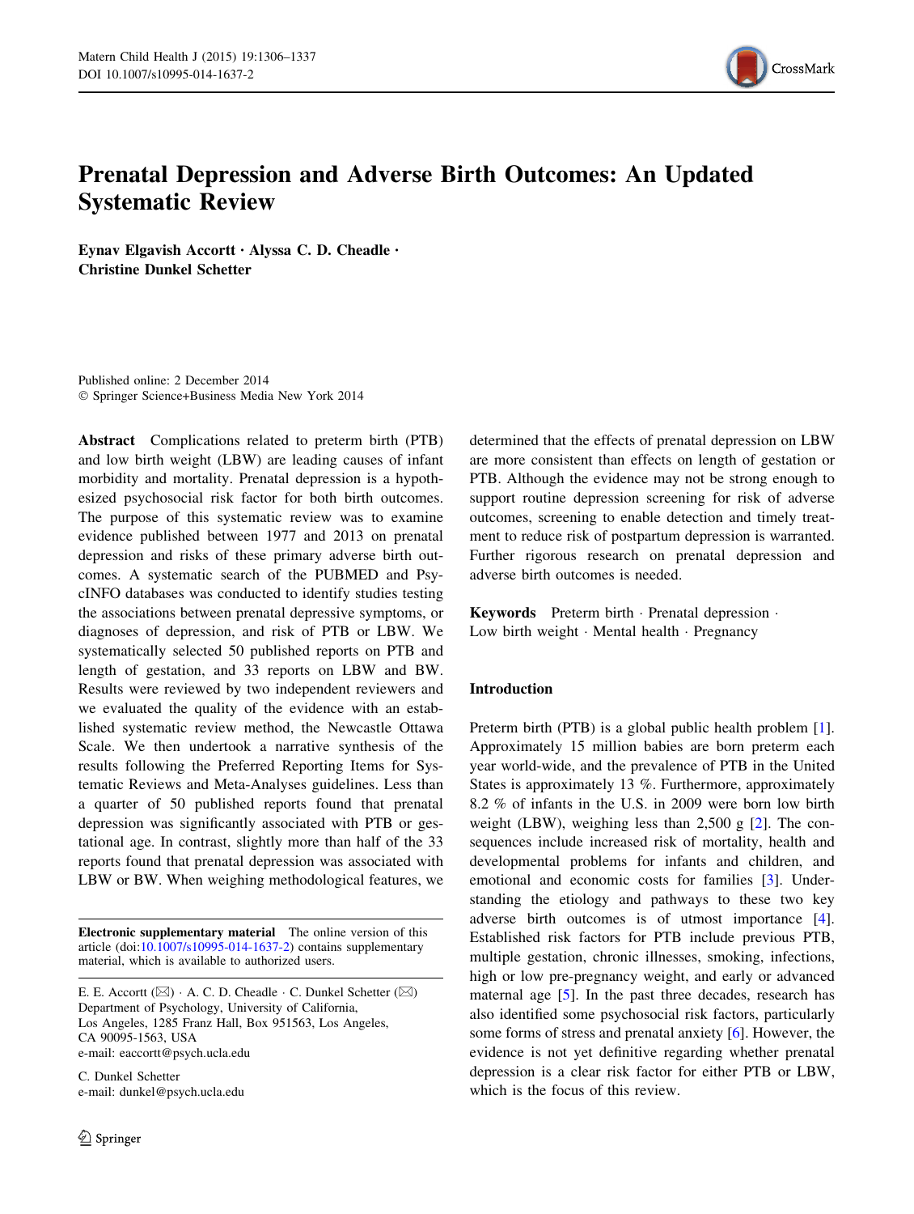# Prenatal Depression and Adverse Birth Outcomes: An Updated Systematic Review

**Eynav Elgavish Accortt · Alyssa C. D. Cheadle · Christine Dunkel Schetter**

Published online: 2 December 2014
© Springer Science+Business Media New York 2014

**Abstract** Complications related to preterm birth (PTB) and low birth weight (LBW) are leading causes of infant morbidity and mortality. Prenatal depression is a hypothesized psychosocial risk factor for both birth outcomes. The purpose of this systematic review was to examine evidence published between 1977 and 2013 on prenatal depression and risks of these primary adverse birth outcomes. A systematic search of the PUBMED and PsycINFO databases was conducted to identify studies testing the associations between prenatal depressive symptoms, or diagnoses of depression, and risk of PTB or LBW. We systematically selected 50 published reports on PTB and length of gestation, and 33 reports on LBW and BW. Results were reviewed by two independent reviewers and we evaluated the quality of the evidence with an established systematic review method, the Newcastle Ottawa Scale. We then undertook a narrative synthesis of the results following the Preferred Reporting Items for Systematic Reviews and Meta-Analyses guidelines. Less than a quarter of 50 published reports found that prenatal depression was significantly associated with PTB or gestational age. In contrast, slightly more than half of the 33 reports found that prenatal depression was associated with LBW or BW. When weighing methodological features, we determined that the effects of prenatal depression on LBW are more consistent than effects on length of gestation or PTB. Although the evidence may not be strong enough to support routine depression screening for risk of adverse outcomes, screening to enable detection and timely treatment to reduce risk of postpartum depression is warranted. Further rigorous research on prenatal depression and adverse birth outcomes is needed.

**Keywords** Preterm birth · Prenatal depression · Low birth weight · Mental health · Pregnancy

**Electronic supplementary material** The online version of this article (doi:10.1007/s10995-014-1637-2) contains supplementary material, which is available to authorized users.

E. E. Accortt (✉) · A. C. D. Cheadle · C. Dunkel Schetter (✉)
Department of Psychology, University of California, Los Angeles, 1285 Franz Hall, Box 951563, Los Angeles, CA 90095-1563, USA
e-mail: eaccortt@psych.ucla.edu

C. Dunkel Schetter
e-mail: dunkel@psych.ucla.edu

## Introduction

Preterm birth (PTB) is a global public health problem [1]. Approximately 15 million babies are born preterm each year world-wide, and the prevalence of PTB in the United States is approximately 13 %. Furthermore, approximately 8.2 % of infants in the U.S. in 2009 were born low birth weight (LBW), weighing less than 2,500 g [2]. The consequences include increased risk of mortality, health and developmental problems for infants and children, and emotional and economic costs for families [3]. Understanding the etiology and pathways to these two key adverse birth outcomes is of utmost importance [4]. Established risk factors for PTB include previous PTB, multiple gestation, chronic illnesses, smoking, infections, high or low pre-pregnancy weight, and early or advanced maternal age [5]. In the past three decades, research has also identified some psychosocial risk factors, particularly some forms of stress and prenatal anxiety [6]. However, the evidence is not yet definitive regarding whether prenatal depression is a clear risk factor for either PTB or LBW, which is the focus of this review.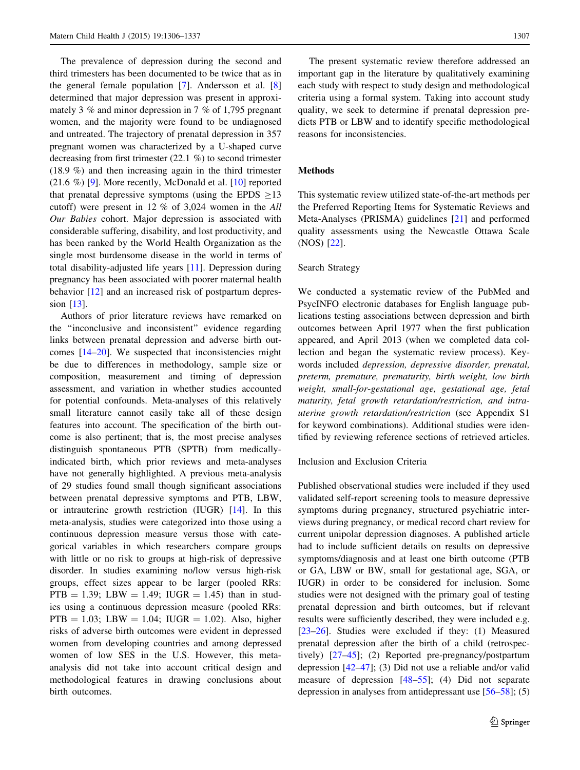The prevalence of depression during the second and third trimesters has been documented to be twice that as in the general female population [7]. Andersson et al. [8] determined that major depression was present in approximately 3 % and minor depression in 7 % of 1,795 pregnant women, and the majority were found to be undiagnosed and untreated. The trajectory of prenatal depression in 357 pregnant women was characterized by a U-shaped curve decreasing from first trimester (22.1 %) to second trimester (18.9 %) and then increasing again in the third trimester (21.6 %) [9]. More recently, McDonald et al. [10] reported that prenatal depressive symptoms (using the EPDS $\geq$13 cutoff) were present in 12 % of 3,024 women in the *All Our Babies* cohort. Major depression is associated with considerable suffering, disability, and lost productivity, and has been ranked by the World Health Organization as the single most burdensome disease in the world in terms of total disability-adjusted life years [11]. Depression during pregnancy has been associated with poorer maternal health behavior [12] and an increased risk of postpartum depression [13].

Authors of prior literature reviews have remarked on the "inconclusive and inconsistent" evidence regarding links between prenatal depression and adverse birth outcomes [14–20]. We suspected that inconsistencies might be due to differences in methodology, sample size or composition, measurement and timing of depression assessment, and variation in whether studies accounted for potential confounds. Meta-analyses of this relatively small literature cannot easily take all of these design features into account. The specification of the birth outcome is also pertinent; that is, the most precise analyses distinguish spontaneous PTB (SPTB) from medically-indicated birth, which prior reviews and meta-analyses have not generally highlighted. A previous meta-analysis of 29 studies found small though significant associations between prenatal depressive symptoms and PTB, LBW, or intrauterine growth restriction (IUGR) [14]. In this meta-analysis, studies were categorized into those using a continuous depression measure versus those with categorical variables in which researchers compare groups with little or no risk to groups at high-risk of depressive disorder. In studies examining no/low versus high-risk groups, effect sizes appear to be larger (pooled RRs: PTB = 1.39; LBW = 1.49; IUGR = 1.45) than in studies using a continuous depression measure (pooled RRs: PTB = 1.03; LBW = 1.04; IUGR = 1.02). Also, higher risks of adverse birth outcomes were evident in depressed women from developing countries and among depressed women of low SES in the U.S. However, this meta-analysis did not take into account critical design and methodological features in drawing conclusions about birth outcomes.

The present systematic review therefore addressed an important gap in the literature by qualitatively examining each study with respect to study design and methodological criteria using a formal system. Taking into account study quality, we seek to determine if prenatal depression predicts PTB or LBW and to identify specific methodological reasons for inconsistencies.

## Methods

This systematic review utilized state-of-the-art methods per the Preferred Reporting Items for Systematic Reviews and Meta-Analyses (PRISMA) guidelines [21] and performed quality assessments using the Newcastle Ottawa Scale (NOS) [22].

### Search Strategy

We conducted a systematic review of the PubMed and PsycINFO electronic databases for English language publications testing associations between depression and birth outcomes between April 1977 when the first publication appeared, and April 2013 (when we completed data collection and began the systematic review process). Keywords included *depression, depressive disorder, prenatal, preterm, premature, prematurity, birth weight, low birth weight, small-for-gestational age, gestational age, fetal maturity, fetal growth retardation/restriction, and intrauterine growth retardation/restriction* (see Appendix S1 for keyword combinations). Additional studies were identified by reviewing reference sections of retrieved articles.

### Inclusion and Exclusion Criteria

Published observational studies were included if they used validated self-report screening tools to measure depressive symptoms during pregnancy, structured psychiatric interviews during pregnancy, or medical record chart review for current unipolar depression diagnoses. A published article had to include sufficient details on results on depressive symptoms/diagnosis and at least one birth outcome (PTB or GA, LBW or BW, small for gestational age, SGA, or IUGR) in order to be considered for inclusion. Some studies were not designed with the primary goal of testing prenatal depression and birth outcomes, but if relevant results were sufficiently described, they were included e.g. [23–26]. Studies were excluded if they: (1) Measured prenatal depression after the birth of a child (retrospectively) [27–45]; (2) Reported pre-pregnancy/postpartum depression [42–47]; (3) Did not use a reliable and/or valid measure of depression [48–55]; (4) Did not separate depression in analyses from antidepressant use [56–58]; (5)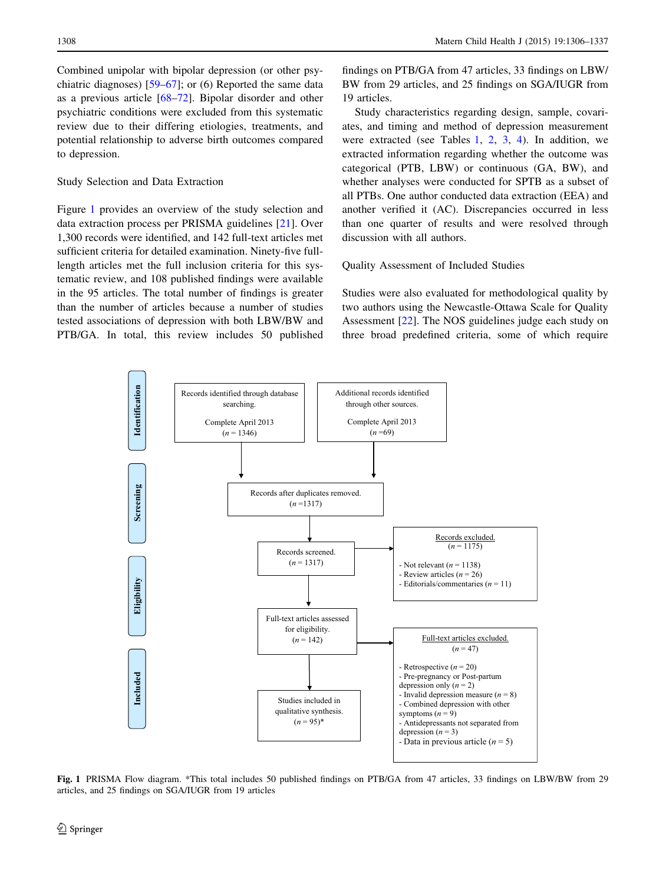Combined unipolar with bipolar depression (or other psychiatric diagnoses) [59–67]; or (6) Reported the same data as a previous article [68–72]. Bipolar disorder and other psychiatric conditions were excluded from this systematic review due to their differing etiologies, treatments, and potential relationship to adverse birth outcomes compared to depression.

### Study Selection and Data Extraction

Figure 1 provides an overview of the study selection and data extraction process per PRISMA guidelines [21]. Over 1,300 records were identified, and 142 full-text articles met sufficient criteria for detailed examination. Ninety-five full-length articles met the full inclusion criteria for this systematic review, and 108 published findings were available in the 95 articles. The total number of findings is greater than the number of articles because a number of studies tested associations of depression with both LBW/BW and PTB/GA. In total, this review includes 50 published findings on PTB/GA from 47 articles, 33 findings on LBW/BW from 29 articles, and 25 findings on SGA/IUGR from 19 articles.

Study characteristics regarding design, sample, covariates, and timing and method of depression measurement were extracted (see Tables 1, 2, 3, 4). In addition, we extracted information regarding whether the outcome was categorical (PTB, LBW) or continuous (GA, BW), and whether analyses were conducted for SPTB as a subset of all PTBs. One author conducted data extraction (EEA) and another verified it (AC). Discrepancies occurred in less than one quarter of results and were resolved through discussion with all authors.

### Quality Assessment of Included Studies

Studies were also evaluated for methodological quality by two authors using the Newcastle-Ottawa Scale for Quality Assessment [22]. The NOS guidelines judge each study on three broad predefined criteria, some of which require

Identification

Records identified through database searching.

Complete April 2013
($n$ = 1346)

Additional records identified through other sources.

Complete April 2013
($n$ =69)

Screening

Records after duplicates removed.
($n$ =1317)

Records screened.
($n$ = 1317)

Records excluded.
($n$ = 1175)

- Not relevant ($n$ = 1138)
- Review articles ($n$ = 26)
- Editorials/commentaries ($n$ = 11)

Eligibility

Full-text articles assessed for eligibility.
($n$ = 142)

Full-text articles excluded.
($n$ = 47)

- Retrospective ($n$ = 20)
- Pre-pregnancy or Post-partum depression only ($n$ = 2)
- Invalid depression measure ($n$ = 8)
- Combined depression with other symptoms ($n$ = 9)
- Antidepressants not separated from depression ($n$ = 3)
- Data in previous article ($n$ = 5)

Included

Studies included in qualitative synthesis.
($n$ = 95)*

**Fig. 1** PRISMA Flow diagram. *This total includes 50 published findings on PTB/GA from 47 articles, 33 findings on LBW/BW from 29 articles, and 25 findings on SGA/IUGR from 19 articles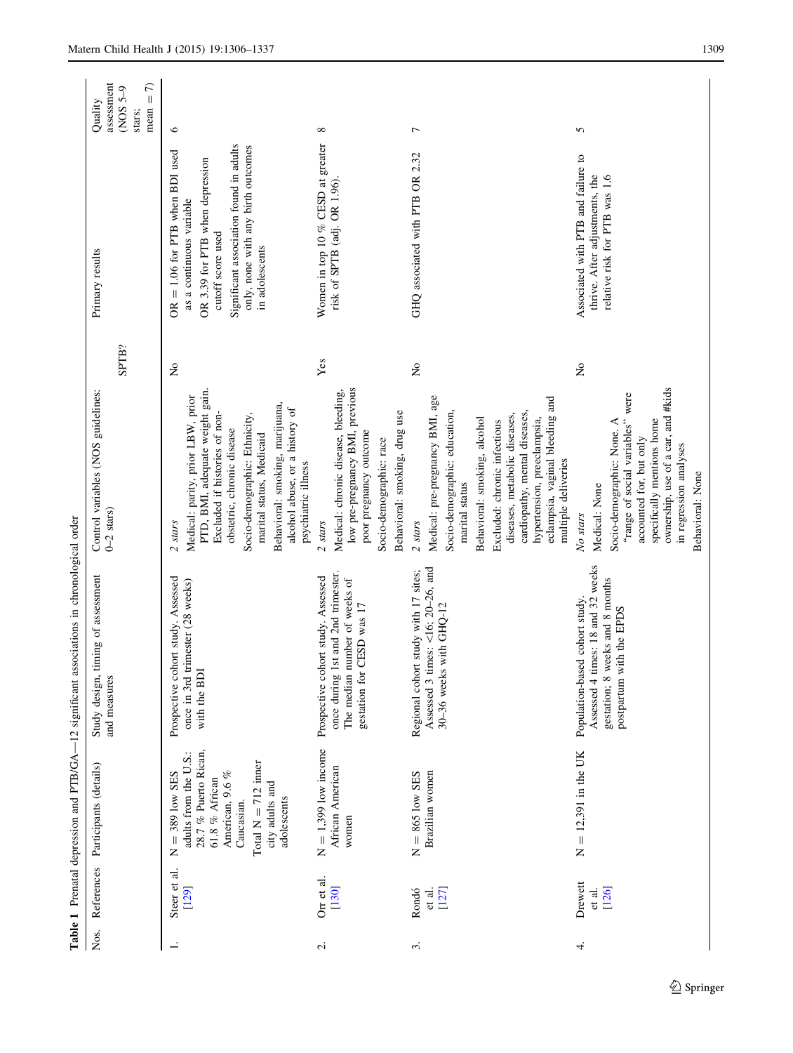**Table 1** Prenatal depression and PTB/GA—12 significant associations in chronological order

| Nos. | References | Participants (details) | Study design, timing of assessment and measures | Control variables (NOS guidelines: 0–2 stars) | SPTB? | Primary results | Quality assessment (NOS 5–9 stars; mean = 7) |
|---|---|---|---|---|---|---|---|
| 1. | Steer et al. [129] | N = 389 low SES adults from the U.S.: 28.7 % Puerto Rican, 61.8 % African American, 9.6 % Caucasian. Total N = 712 inner city adults and adolescents | Prospective cohort study. Assessed once in 3rd trimester (28 weeks) with the BDI | *2 stars* Medical: parity, prior LBW, prior PTD, BMI, adequate weight gain. Excluded if histories of non-obstetric, chronic disease Socio-demographic: Ethnicity, marital status, Medicaid Behavioral: smoking, marijuana, alcohol abuse, or a history of psychiatric illness | No | OR = 1.06 for PTB when BDI used as a continuous variable OR 3.39 for PTB when depression cutoff score used Significant association found in adults only, none with any birth outcomes in adolescents | 6 |
| 2. | Orr et al. [130] | N = 1,399 low income African American women | Prospective cohort study. Assessed once during 1st and 2nd trimester. The median number of weeks of gestation for CESD was 17 | *2 stars* Medical: chronic disease, bleeding, low pre-pregnancy BMI, previous poor pregnancy outcome Socio-demographic: race Behavioral: smoking, drug use | Yes | Women in top 10 % CESD at greater risk of SPTB (adj. OR 1.96). | 8 |
| 3. | Rondó et al. [127] | N = 865 low SES Brazilian women | Regional cohort study with 17 sites; Assessed 3 times: <16; 20–26, and 30–36 weeks with GHQ-12 | *2 stars* Medical: pre-pregnancy BMI, age Socio-demographic: education, marital status Behavioral: smoking, alcohol Excluded: chronic infectious diseases, metabolic diseases, cardiopathy, mental diseases, hypertension, preeclampsia, eclampsia, vaginal bleeding and multiple deliveries | No | GHQ associated with PTB OR 2.32 | 7 |
| 4. | Drewett et al. [126] | N = 12,391 in the UK | Population-based cohort study. Assessed 4 times: 18 and 32 weeks gestation; 8 weeks and 8 months postpartum with the EPDS | *No stars* Medical: None Socio-demographic: None. A "range of social variables" were accounted for, but only specifically mentions home ownership, use of a car, and #kids in regression analyses Behavioral: None | No | Associated with PTB and failure to thrive. After adjustments, the relative risk for PTB was 1.6 | 5 |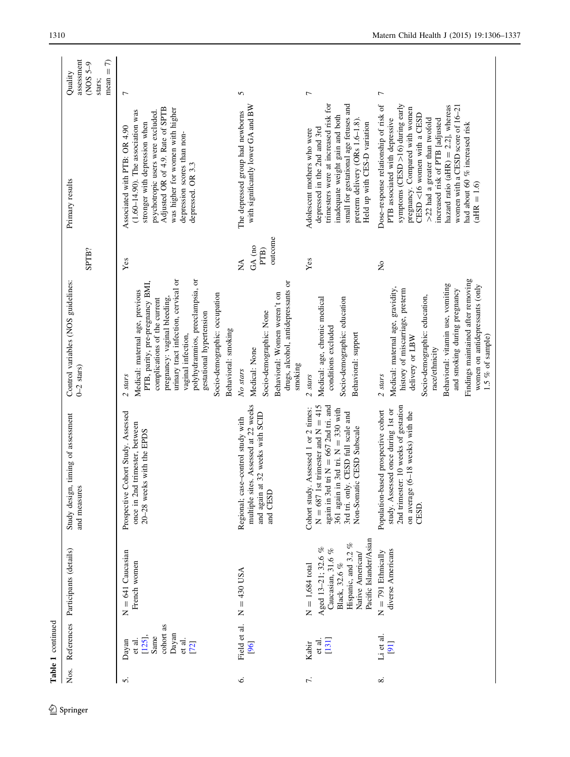Table 1 continued

| Nos. | References | Participants (details) | Study design, timing of assessment and measures | Control variables (NOS guidelines: 0–2 stars) | SPTB? | Primary results | Quality assessment (NOS 5–9 stars; mean = 7) |
|---|---|---|---|---|---|---|---|
| 5. | Dayan et al. [125], Same cohort as Dayan et al. [72] | N = 641 Caucasian French women | Prospective Cohort Study. Assessed once in 2nd trimester, between 20–28 weeks with the EPDS | *2 stars* Medical: maternal age, previous PTB, parity, pre-pregnancy BMI, complications of the current pregnancy: vaginal bleeding, urinary tract infection, cervical or vaginal infection, polyhydramnios, preeclampsia, or gestational hypertension Socio-demographic: occupation Behavioral: smoking | Yes | Associated with PTB: OR 4.90 (1.60–14.90). The association was stronger with depression when psychotropic users were excluded. Adjusted OR of 4.9. Rate of SPTB was higher for women with higher depression scores than non-depressed. OR 3.3 | 7 |
| 6. | Field et al. [96] | N = 430 USA | Regional; case–control study with multiple sites. Assessed at 22 weeks and again at 32 weeks with SCID and CESD | *No stars* Medical: None Socio-demographic: None Behavioral: Women weren't on drugs, alcohol, antidepressants or smoking | NA GA (no PTB) outcome | The depressed group had newborns with significantly lower GA and BW | 5 |
| 7. | Kabir et al. [131] | N = 1,684 total Aged 13–21; 32.6 % Caucasian, 31.6 % Black, 32.6 % Hispanic, and 3.2 % Native American/ Pacific Islander/Asian | Cohort study. Assessed 1 or 2 times: N = 687 1st trimester and N = 415 again in 3rd tri N = 667 2nd tri. and 361 again in 3rd tri. N = 330 with 3rd tri. only. CESD full scale and Non-Somatic CESD Subscale | *2 stars* Medical: age, chronic medical conditions excluded Socio-demographic: education Behavioral: support | Yes | Adolescent mothers who were depressed in the 2nd and 3rd trimesters were at increased risk for inadequate weight gain and both small for gestational age fetuses and preterm delivery (ORs 1.6–1.8). Held up with CES-D variation | 7 |
| 8. | Li et al. [91] | N = 791 Ethnically diverse Americans | Population-based prospective cohort study. Assessed once during 1st or 2nd trimester: 10 weeks of gestation on average (6–18 weeks) with the CESD. | *2 stars* Medical: maternal age, gravidity, history of miscarriage, preterm delivery or LBW Socio-demographic: education, race/ethnicity Behavioral: vitamin use, vomiting and smoking during pregnancy Findings maintained after removing women on antidepressants (only 1.5 % of sample) | No | Dose–response relationship of risk of PTB associated with depressive symptoms (CESD >16) during early pregnancy. Compared with women CESD <16 women with a CESD >22 had a greater than twofold increased risk of PTB [adjusted hazard ratio (aHR) = 2.2], whereas women with a CESD score of 16–21 had about 60 % increased risk (aHR = 1.6) | 7 |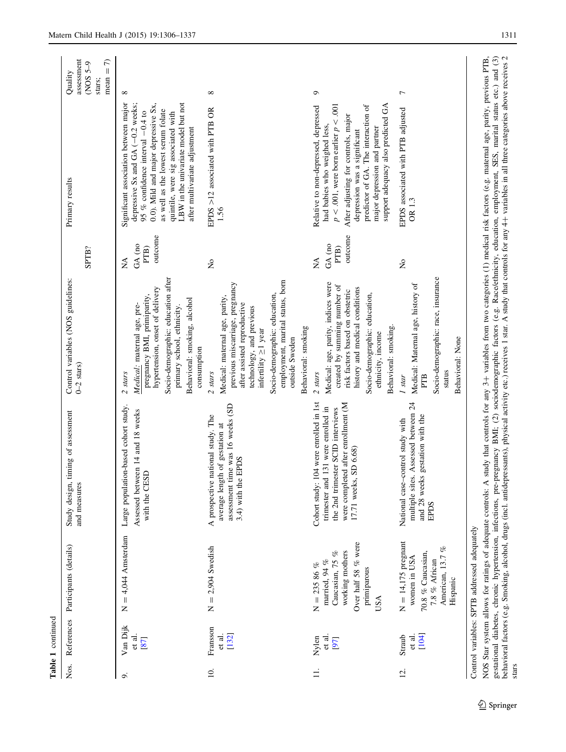**Table 1** continued

| Nos. | References | Participants (details) | Study design, timing of assessment and measures | Control variables (NOS guidelines: 0–2 stars) | SPTB? | Primary results | Quality assessment (NOS 5–9 stars; mean = 7) |
|---|---|---|---|---|---|---|---|
| 9. | Van Dijk et al. [87] | N = 4,044 Amsterdam | Large population-based cohort study. Assessed between 14 and 18 weeks with the CESD | *2 stars*<br>Medical: maternal age, pre-pregnancy BMI, primiparity, hypertension, onset of delivery<br>Socio-demographic: education after primary school, ethnicity.<br>Behavioral: smoking, alcohol consumption | NA GA (no PTB) outcome | Significant association between major depressive Sx and GA (−0.2 weeks; 95 % confidence interval −0.4 to 0.0). Mild and major depressive Sx, as well as the lowest serum folate quintile, were sig associated with LBW in the univariate model but not after multivariate adjustment | 8 |
| 10. | Fransson et al. [132] | N = 2,904 Swedish | A prospective national study. The average length of gestation at assessment time was 16 weeks (SD 3.4) with the EPDS | *2 stars*<br>Medical: maternal age, parity, previous miscarriage, pregnancy after assisted reproductive technology, and previous infertility ≥1 year<br>Socio-demographic: education, employment, marital status, born outside Sweden<br>Behavioral: smoking | No | EPDS >12 associated with PTB OR 1.56 | 8 |
| 11. | Nylen et al. [97] | N = 235 86 % married, 94 % Caucasian, 75 % working mothers<br>Over half 58 % were primiparous<br>USA | Cohort study: 104 were enrolled in 1st trimester and 131 were enrolled in the 2nd trimester SCID interviews were completed after enrollment (M 17.71 weeks, SD 6.68) | *2 stars*<br>Medical: age, parity, indices were created by summing number of risk factors based on obstetric history and medical conditions<br>Socio-demographic: education, ethnicity, income<br>Behavioral: smoking. | NA GA (no PTB) outcome | Relative to non-depressed, depressed had babies who weighed less, $p < .001$, were born earlier $p < .001$<br>After adjusting for controls, major depression was a significant predictor of GA. The interaction of major depression and partner support adequacy also predicted GA | 9 |
| 12. | Straub et al. [104] | N = 14,175 pregnant women in USA<br>70.8 % Caucasian, 7.8 % African American, 13.7 % Hispanic | National case–control study with multiple sites. Assessed between 24 and 28 weeks gestation with the EPDS | *1 star*<br>Medical: Maternal age, history of PTB<br>Socio-demographic: race, insurance status<br>Behavioral: None | No | EPDS associated with PTB adjusted OR 1.3 | 7 |

Control variables: SPTB addressed adequately

NOS Star system allows for ratings of adequate controls: A study that controls for any 3+ variables from two categories (1) medical risk factors (e.g. maternal age, parity, previous PTB, gestational diabetes, chronic hypertension, infections, pre-pregnancy BMI; (2) sociodemographic factors (e.g. Race/ethnicity, education, employment, SES, marital status etc.) and (3) behavioral factors (e.g. Smoking, alcohol, drugs (incl. antidepressants), physical activity etc.) receives 1 star. A study that controls for any 4+ variables in all three categories above receives 2 stars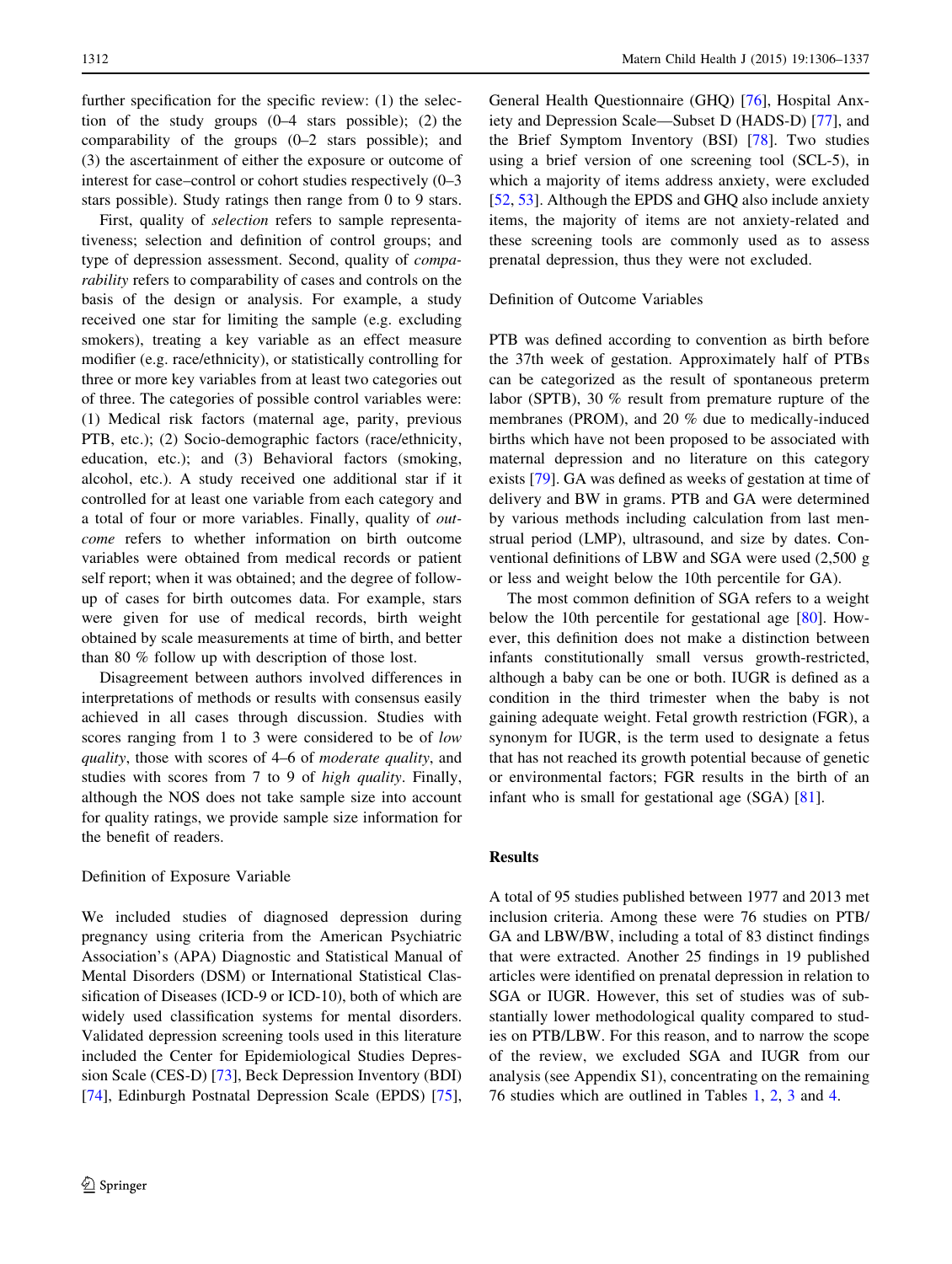further specification for the specific review: (1) the selection of the study groups (0–4 stars possible); (2) the comparability of the groups (0–2 stars possible); and (3) the ascertainment of either the exposure or outcome of interest for case–control or cohort studies respectively (0–3 stars possible). Study ratings then range from 0 to 9 stars.

First, quality of *selection* refers to sample representativeness; selection and definition of control groups; and type of depression assessment. Second, quality of *comparability* refers to comparability of cases and controls on the basis of the design or analysis. For example, a study received one star for limiting the sample (e.g. excluding smokers), treating a key variable as an effect measure modifier (e.g. race/ethnicity), or statistically controlling for three or more key variables from at least two categories out of three. The categories of possible control variables were: (1) Medical risk factors (maternal age, parity, previous PTB, etc.); (2) Socio-demographic factors (race/ethnicity, education, etc.); and (3) Behavioral factors (smoking, alcohol, etc.). A study received one additional star if it controlled for at least one variable from each category and a total of four or more variables. Finally, quality of *outcome* refers to whether information on birth outcome variables were obtained from medical records or patient self report; when it was obtained; and the degree of follow-up of cases for birth outcomes data. For example, stars were given for use of medical records, birth weight obtained by scale measurements at time of birth, and better than 80 % follow up with description of those lost.

Disagreement between authors involved differences in interpretations of methods or results with consensus easily achieved in all cases through discussion. Studies with scores ranging from 1 to 3 were considered to be of *low quality*, those with scores of 4–6 of *moderate quality*, and studies with scores from 7 to 9 of *high quality*. Finally, although the NOS does not take sample size into account for quality ratings, we provide sample size information for the benefit of readers.

### Definition of Exposure Variable

We included studies of diagnosed depression during pregnancy using criteria from the American Psychiatric Association's (APA) Diagnostic and Statistical Manual of Mental Disorders (DSM) or International Statistical Classification of Diseases (ICD-9 or ICD-10), both of which are widely used classification systems for mental disorders. Validated depression screening tools used in this literature included the Center for Epidemiological Studies Depression Scale (CES-D) [73], Beck Depression Inventory (BDI) [74], Edinburgh Postnatal Depression Scale (EPDS) [75], General Health Questionnaire (GHQ) [76], Hospital Anxiety and Depression Scale—Subset D (HADS-D) [77], and the Brief Symptom Inventory (BSI) [78]. Two studies using a brief version of one screening tool (SCL-5), in which a majority of items address anxiety, were excluded [52, 53]. Although the EPDS and GHQ also include anxiety items, the majority of items are not anxiety-related and these screening tools are commonly used as to assess prenatal depression, thus they were not excluded.

### Definition of Outcome Variables

PTB was defined according to convention as birth before the 37th week of gestation. Approximately half of PTBs can be categorized as the result of spontaneous preterm labor (SPTB), 30 % result from premature rupture of the membranes (PROM), and 20 % due to medically-induced births which have not been proposed to be associated with maternal depression and no literature on this category exists [79]. GA was defined as weeks of gestation at time of delivery and BW in grams. PTB and GA were determined by various methods including calculation from last menstrual period (LMP), ultrasound, and size by dates. Conventional definitions of LBW and SGA were used (2,500 g or less and weight below the 10th percentile for GA).

The most common definition of SGA refers to a weight below the 10th percentile for gestational age [80]. However, this definition does not make a distinction between infants constitutionally small versus growth-restricted, although a baby can be one or both. IUGR is defined as a condition in the third trimester when the baby is not gaining adequate weight. Fetal growth restriction (FGR), a synonym for IUGR, is the term used to designate a fetus that has not reached its growth potential because of genetic or environmental factors; FGR results in the birth of an infant who is small for gestational age (SGA) [81].

## Results

A total of 95 studies published between 1977 and 2013 met inclusion criteria. Among these were 76 studies on PTB/GA and LBW/BW, including a total of 83 distinct findings that were extracted. Another 25 findings in 19 published articles were identified on prenatal depression in relation to SGA or IUGR. However, this set of studies was of substantially lower methodological quality compared to studies on PTB/LBW. For this reason, and to narrow the scope of the review, we excluded SGA and IUGR from our analysis (see Appendix S1), concentrating on the remaining 76 studies which are outlined in Tables 1, 2, 3 and 4.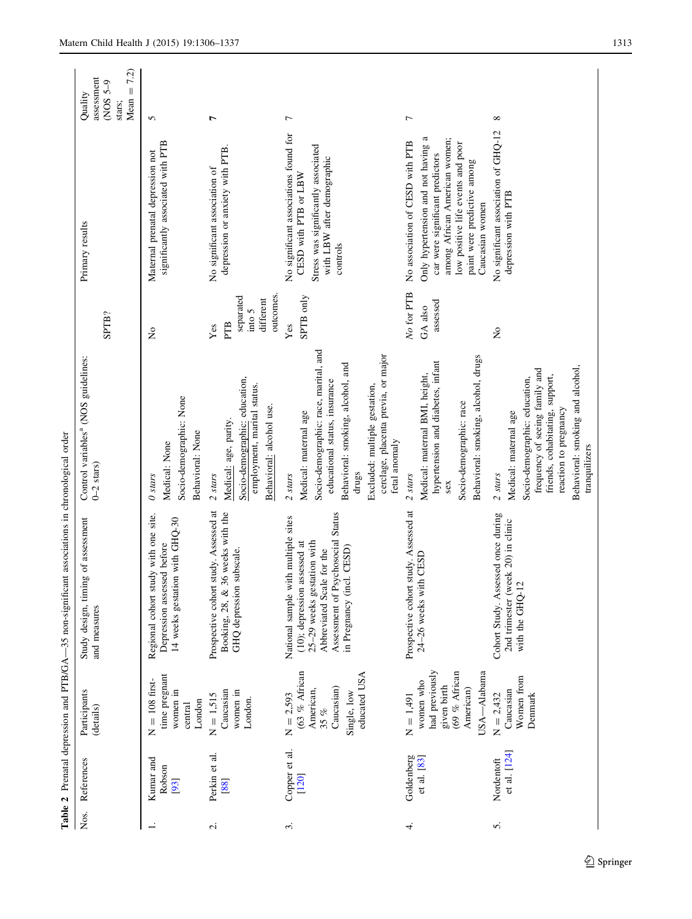**Table 2** Prenatal depression and PTB/GA—35 non-significant associations in chronological order

| Nos. | References | Participants (details) | Study design, timing of assessment and measures | Control variables[a] (NOS guidelines: 0–2 stars) | SPTB? | Primary results | Quality assessment (NOS 5–9 stars; Mean = 7.2) |
| --- | --- | --- | --- | --- | --- | --- | --- |
| 1. | Kumar and Robson [93] | N = 108 first-time pregnant women in central London | Regional cohort study with one site. Depression assessed before 14 weeks gestation with GHQ-30 | *0 stars*<br>Medical: None<br>Socio-demographic: None<br>Behavioral: None | No | Maternal prenatal depression not significantly associated with PTB | 5 |
| 2. | Perkin et al. [88] | N = 1,515 Caucasian women in London. | Prospective cohort study. Assessed at Booking, 28, & 36 weeks with the GHQ depression subscale. | *2 stars*<br>Medical: age, parity.<br>Socio-demographic: education, employment, marital status.<br>Behavioral: alcohol use. | Yes<br>PTB separated into 5 different outcomes. | No significant association of depression or anxiety with PTB. | **7** |
| 3. | Copper et al. [120] | N = 2,593 (63 % African American, 35 % Caucasian)<br>Single, low educated USA | National sample with multiple sites (10); depression assessed at 25–29 weeks gestation with Abbreviated Scale for the Assessment of Psychosocial Status in Pregnancy (incl. CESD) | *2 stars*<br>Medical: maternal age<br>Socio-demographic: race, marital, and educational status, insurance<br>Behavioral: smoking, alcohol, and drugs<br>Excluded: multiple gestation, cerclage, placenta previa, or major fetal anomaly | Yes<br>SPTB only | No significant associations found for CESD with PTB or LBW<br>Stress was significantly associated with LBW after demographic controls | 7 |
| 4. | Goldenberg et al. [83] | N = 1,491 women who had previously given birth (69 % African American) USA—Alabama | Prospective cohort study. Assessed at 24–26 weeks with CESD | *2 stars*<br>Medical: maternal BMI, height, hypertension and diabetes, infant sex<br>Socio-demographic: race<br>Behavioral: smoking, alcohol, drugs | *No* for PTB<br>GA also assessed | No association of CESD with PTB<br>Only hypertension and not having a car were significant predictors among African American women; low positive life events and poor paint were predictive among Caucasian women | 7 |
| 5. | Nordentoft et al. [124] | N = 2,432 Caucasian Women from Denmark | Cohort Study. Assessed once during 2nd trimester (week 20) in clinic with the GHQ-12 | *2 stars*<br>Medical: maternal age<br>Socio-demographic: education, frequency of seeing family and friends, cohabitating, support, reaction to pregnancy<br>Behavioral: smoking and alcohol, tranquilizers | No | No significant association of GHQ-12 depression with PTB | 8 |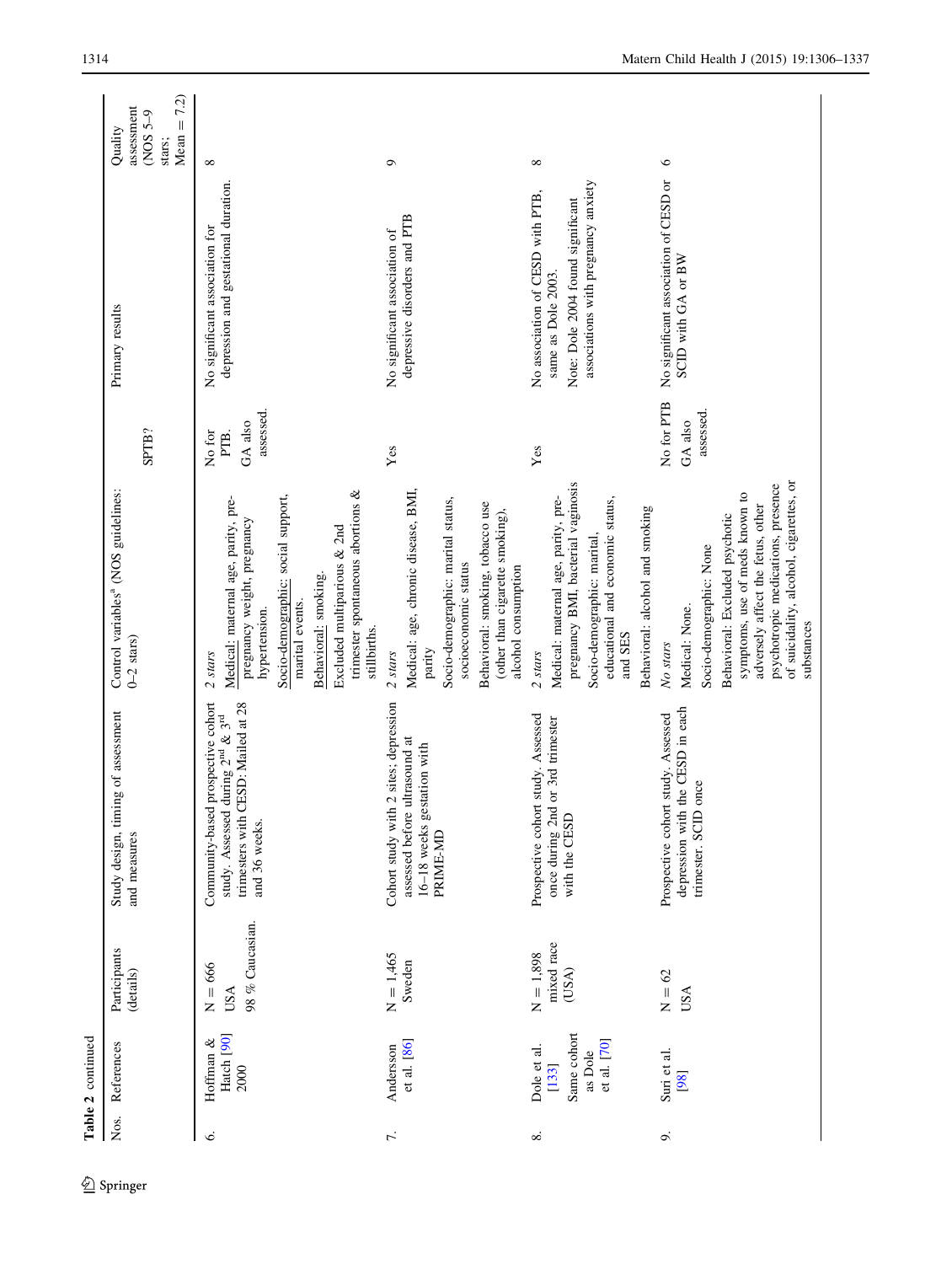**Table 2** continued

| Nos. | References | Participants (details) | Study design, timing of assessment and measures | Control variables[a] (NOS guidelines: 0–2 stars) | SPTB? | Primary results | Quality assessment (NOS 5–9 stars; Mean = 7.2) |
|---|---|---|---|---|---|---|---|
| 6. | Hoffman & Hatch [90] 2000 | N = 666 USA 98 % Caucasian. | Community-based prospective cohort study. Assessed during 2[nd] & 3[rd] trimesters with CESD: Mailed at 28 and 36 weeks. | *2 stars* Medical: maternal age, parity, pre-pregnancy weight, pregnancy hypertension. Socio-demographic: social support, marital events. Behavioral: smoking. Excluded multiparious & 2nd trimester spontaneous abortions & stillbirths. | No for PTB. GA also assessed. | No significant association for depression and gestational duration. | 8 |
| 7. | Andersson et al. [86] | N = 1,465 Sweden | Cohort study with 2 sites; depression assessed before ultrasound at 16–18 weeks gestation with PRIME-MD | *2 stars* Medical: age, chronic disease, BMI, parity Socio-demographic: marital status, socioeconomic status Behavioral: smoking, tobacco use (other than cigarette smoking), alcohol consumption | Yes | No significant association of depressive disorders and PTB | 9 |
| 8. | Dole et al. [133] Same cohort as Dole et al. [70] | N = 1,898 mixed race (USA) | Prospective cohort study. Assessed once during 2nd or 3rd trimester with the CESD | *2 stars* Medical: maternal age, parity, pre-pregnancy BMI, bacterial vaginosis Socio-demographic: marital, educational and economic status, and SES Behavioral: alcohol and smoking | Yes | No association of CESD with PTB, same as Dole 2003. Note: Dole 2004 found significant associations with pregnancy anxiety | 8 |
| 9. | Suri et al. [98] | N = 62 USA | Prospective cohort study. Assessed depression with the CESD in each trimester. SCID once | *No stars* Medical: None. Socio-demographic: None Behavioral: Excluded psychotic symptoms, use of meds known to adversely affect the fetus, other psychotropic medications, presence of suicidality, alcohol, cigarettes, or substances | No for PTB GA also assessed. | No significant association of CESD or SCID with GA or BW | 6 |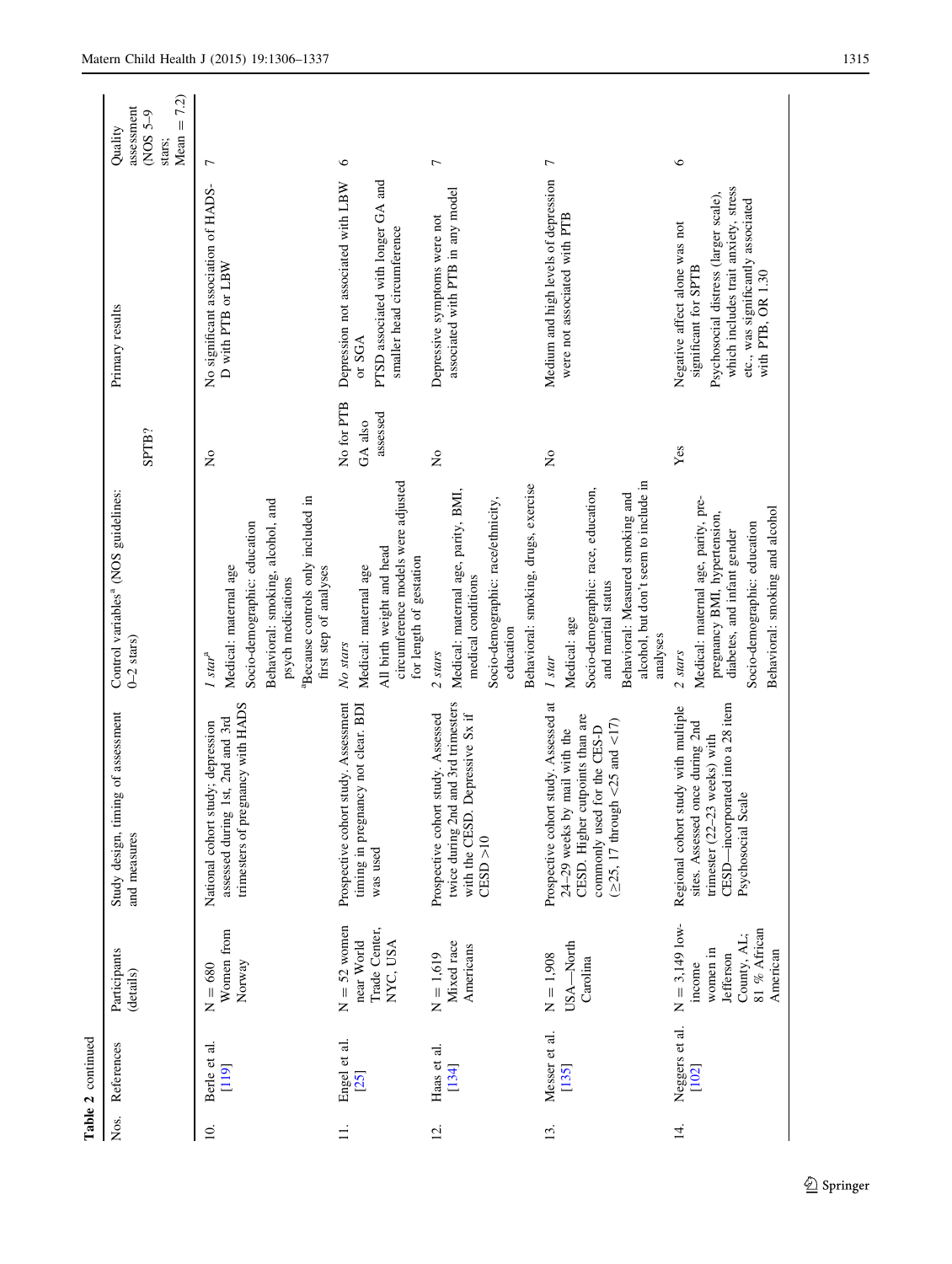Table 2 continued

| Nos. | References | Participants (details) | Study design, timing of assessment and measures | Control variables[a] (NOS guidelines: 0–2 stars) | SPTB? | Primary results | Quality assessment (NOS 5–9 stars; Mean = 7.2) |
|---|---|---|---|---|---|---|---|
| 10. | Berle et al. [119] | N = 680 Women from Norway | National cohort study; depression assessed during 1st, 2nd and 3rd trimesters of pregnancy with HADS | *1 star*[a] Medical: maternal age Socio-demographic: education Behavioral: smoking, alcohol, and psych medications [a]Because controls only included in first step of analyses | No | No significant association of HADS-D with PTB or LBW | 7 |
| 11. | Engel et al. [25] | N = 52 women near World Trade Center, NYC, USA | Prospective cohort study. Assessment timing in pregnancy not clear. BDI was used | *No stars* Medical: maternal age All birth weight and head circumference models were adjusted for length of gestation | No for PTB GA also assessed | Depression not associated with LBW or SGA PTSD associated with longer GA and smaller head circumference | 6 |
| 12. | Haas et al. [134] | N = 1,619 Mixed race Americans | Prospective cohort study. Assessed twice during 2nd and 3rd trimesters with the CESD. Depressive Sx if CESD >10 | *2 stars* Medical: maternal age, parity, BMI, medical conditions Socio-demographic: race/ethnicity, education Behavioral: smoking, drugs, exercise | No | Depressive symptoms were not associated with PTB in any model | 7 |
| 13. | Messer et al. [135] | N = 1,908 USA—North Carolina | Prospective cohort study. Assessed at 24–29 weeks by mail with the CESD. Higher cutpoints than are commonly used for the CES-D (≥25, 17 through <25 and <17) | *1 star* Medical: age Socio-demographic: race, education, and marital status Behavioral: Measured smoking and alcohol, but don't seem to include in analyses | No | Medium and high levels of depression were not associated with PTB | 7 |
| 14. | Neggers et al. [102] | N = 3,149 low-income women in Jefferson County, AL; 81 % African American | Regional cohort study with multiple sites. Assessed once during 2nd trimester (22–23 weeks) with CESD—incorporated into a 28 item Psychosocial Scale | *2 stars* Medical: maternal age, parity, pre-pregnancy BMI, hypertension, diabetes, and infant gender Socio-demographic: education Behavioral: smoking and alcohol | Yes | Negative affect alone was not significant for SPTB Psychosocial distress (larger scale), which includes trait anxiety, stress etc., was significantly associated with PTB, OR 1.30 | 6 |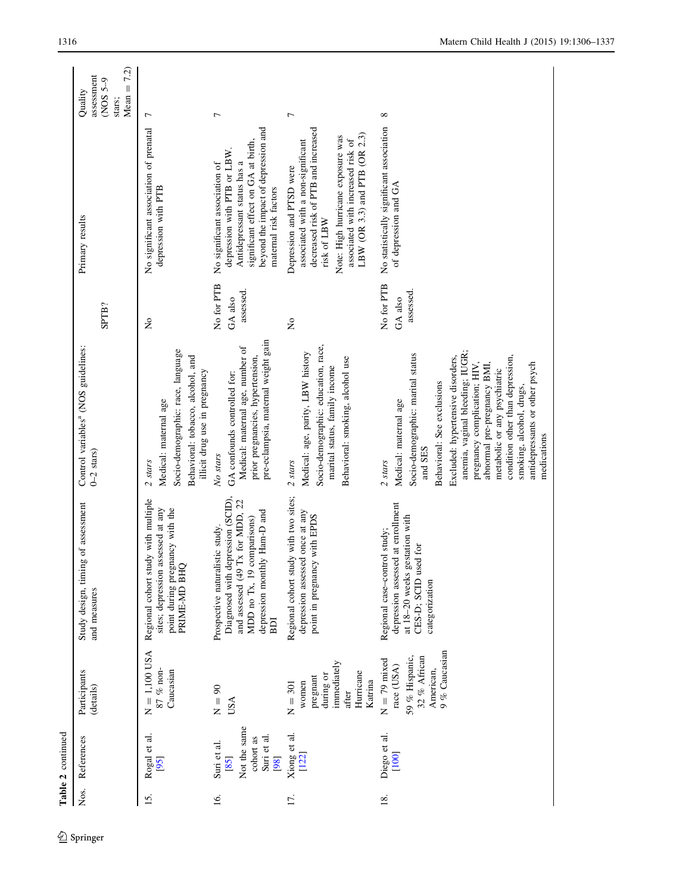Table 2 continued

| Nos. | References | Participants (details) | Study design, timing of assessment and measures | Control variables[a] (NOS guidelines: 0–2 stars) | SPTB? | Primary results | Quality assessment (NOS 5–9 stars; Mean = 7.2) |
|---|---|---|---|---|---|---|---|
| 15. | Rogal et al. [95] | N = 1,100 USA 87 % non-Caucasian | Regional cohort study with multiple sites; depression assessed at any point during pregnancy with the PRIME-MD BHQ | *2 stars* Medical: maternal age Socio-demographic: race, language Behavioral: tobacco, alcohol, and illicit drug use in pregnancy | No | No significant association of prenatal depression with PTB | 7 |
| 16. | Suri et al. [85] Not the same cohort as Suri et al. [98] | N = 90 USA | Prospective naturalistic study. Diagnosed with depression (SCID), and assessed (49 Tx for MDD, 22 MDD no Tx, 19 comparisons) depression monthly Ham-D and BDI | *No stars* GA confounds controlled for: Medical: maternal age, number of prior pregnancies, hypertension, pre-eclampsia, maternal weight gain | No for PTB GA also assessed. | No significant association of depression with PTB or LBW. Antidepressant status has a significant effect on GA at birth, beyond the impact of depression and maternal risk factors | 7 |
| 17. | Xiong et al. [122] | N = 301 women pregnant during or immediately after Hurricane Katrina | Regional cohort study with two sites; depression assessed once at any point in pregnancy with EPDS | *2 stars* Medical: age, parity, LBW history Socio-demographic: education, race, marital status, family income Behavioral: smoking, alcohol use | No | Depression and PTSD were associated with a non-significant decreased risk of PTB and increased risk of LBW Note: High hurricane exposure was associated with increased risk of LBW (OR 3.3) and PTB (OR 2.3) | 7 |
| 18. | Diego et al. [100] | N = 79 mixed race (USA) 59 % Hispanic, 32 % African American, 9 % Caucasian | Regional case–control study; depression assessed at enrollment at 18–20 weeks gestation with CES-D; SCID used for categorization | *2 stars* Medical: maternal age Socio-demographic: marital status and SES Behavioral: See exclusions Excluded: hypertensive disorders, anemia, vaginal bleeding; IUGR; pregnancy complication; HIV, abnormal pre-pregnancy BMI, metabolic or any psychiatric condition other than depression, smoking, alcohol, drugs, antidepressants or other psych medications | No for PTB GA also assessed. | No statistically significant association of depression and GA | 8 |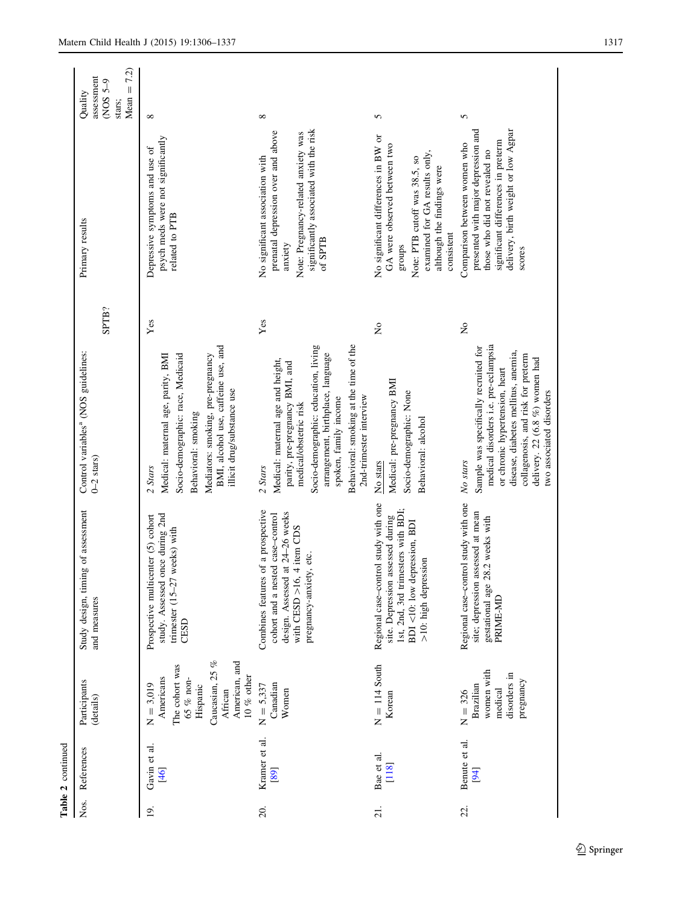Table 2 continued

| Nos. | References | Participants (details) | Study design, timing of assessment and measures | Control variables[a] (NOS guidelines: 0–2 stars) | SPTB? | Primary results | Quality assessment (NOS 5–9 stars; Mean = 7.2) |
|---|---|---|---|---|---|---|---|
| 19. | Gavin et al. [46] | N = 3,019 Americans<br>The cohort was 65 % non-Hispanic Caucasian, 25 % African American, and 10 % other | Prospective multicenter (5) cohort study. Assessed once during 2nd trimester (15–27 weeks) with CESD | *2 Stars*<br>Medical: maternal age, parity, BMI<br>Socio-demographic: race, Medicaid<br>Behavioral: smoking<br>Mediators: smoking, pre-pregnancy BMI, alcohol use, caffeine use, and illicit drug/substance use | Yes | Depressive symptoms and use of psych meds were not significantly related to PTB | 8 |
| 20. | Kramer et al. [89] | N = 5,337 Canadian Women | Combines features of a prospective cohort and a nested case–control design. Assessed at 24–26 weeks with CESD >16, 4 item CDS pregnancy-anxiety, etc. | *2 Stars*<br>Medical: maternal age and height, parity, pre-pregnancy BMI, and medical/obstetric risk<br>Socio-demographic: education, living arrangement, birthplace, language spoken, family income<br>Behavioral: smoking at the time of the 2nd-trimester interview | Yes | No significant association with prenatal depression over and above anxiety<br>Note: Pregnancy-related anxiety was significantly associated with the risk of SPTB | 8 |
| 21. | Bae et al. [118] | N = 114 South Korean | Regional case–control study with one site. Depression assessed during 1st, 2nd, 3rd trimesters with BDI; BDI <10: low depression, BDI >10: high depression | No stars<br>Medical: pre-pregnancy BMI<br>Socio-demographic: None<br>Behavioral: alcohol | No | No significant differences in BW or GA were observed between two groups<br>Note: PTB cutoff was 38.5, so examined for GA results only, although the findings were consistent | 5 |
| 22. | Benute et al. [94] | N = 326 Brazilian women with medical disorders in pregnancy | Regional case–control study with one site; depression assessed at mean gestational age 28.2 weeks with PRIME-MD | *No stars*<br>Sample was specifically recruited for medical disorders i.e. pre-eclampsia or chronic hypertension, heart disease, diabetes mellitus, anemia, collagenosis, and risk for preterm delivery. 22 (6.8 %) women had two associated disorders | No | Comparison between women who presented with major depression and those who did not revealed no significant differences in preterm delivery, birth weight or low Apgar scores | 5 |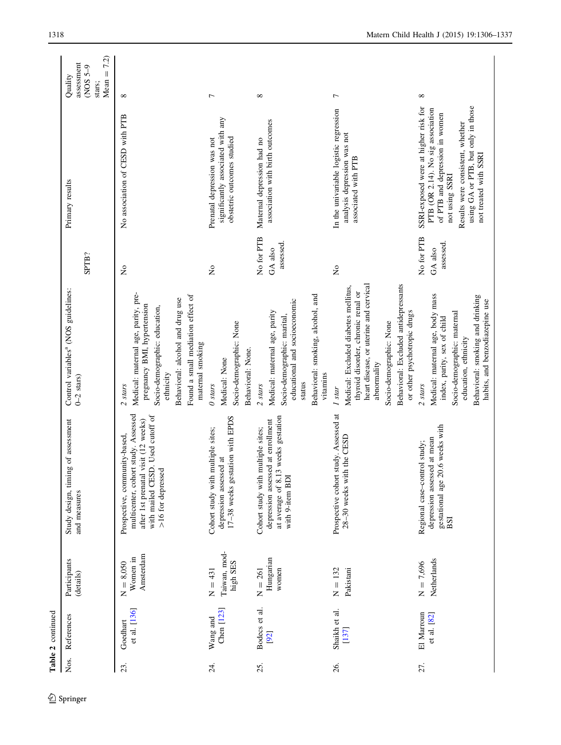Table 2 continued

| Nos. | References | Participants (details) | Study design, timing of assessment and measures | Control variables[a] (NOS guidelines: 0–2 stars) | SPTB? | Primary results | Quality assessment (NOS 5–9 stars; Mean = 7.2) |
|---|---|---|---|---|---|---|---|
| 23. | Goedhart et al. [136] | N = 8,050 Women in Amsterdam | Prospective, community-based, multicenter, cohort study. Assessed after 1st prenatal visit (12 weeks) with mailed CESD. Used cutoff of >16 for depressed | *2 stars* Medical: maternal age, parity, pre-pregnancy BMI, hypertension Socio-demographic: education, ethnicity Behavioral: alcohol and drug use Found a small mediation effect of maternal smoking | No | No association of CESD with PTB | 8 |
| 24. | Wang and Chen [123] | N = 431 Taiwan, mod-high SES | Cohort study with multiple sites; depression assessed at 17–38 weeks gestation with EPDS | *0 stars* Medical: None Socio-demographic: None Behavioral: None. | No | Prenatal depression was not significantly associated with any obstetric outcomes studied | 7 |
| 25. | Bodecs et al. [92] | N = 261 Hungarian women | Cohort study with multiple sites; depression assessed at enrollment at average of 8.13 weeks gestation with 9-item BDI | *2 stars* Medical: maternal age, parity Socio-demographic: marital, educational and socioeconomic status Behavioral: smoking, alcohol, and vitamins | No for PTB GA also assessed. | Maternal depression had no association with birth outcomes | 8 |
| 26. | Shaikh et al. [137] | N = 132 Pakistani | Prospective cohort study. Assessed at 28–30 weeks with the CESD | *1 star* Medical: Excluded diabetes mellitus, thyroid disorder, chronic renal or heart disease, or uterine and cervical abnormality Socio-demographic: None Behavioral: Excluded antidepressants or other psychotropic drugs | No | In the univariable logistic regression analysis depression was not associated with PTB | 7 |
| 27. | El Marroun et al. [82] | N = 7,696 Netherlands | Regional case–control study; depression assessed at mean gestational age 20.6 weeks with BSI | *2 stars* Medical: maternal age, body mass index, parity, sex of child Socio-demographic: maternal education, ethnicity Behavioral: smoking and drinking habits, and benzodiazepine use | No for PTB GA also assessed. | SSRI-exposed were at higher risk for PTB (OR 2.14). No sig association of PTB and depression in women not using SSRI Results were consistent, whether using GA or PTB, but only in those not treated with SSRI | 8 |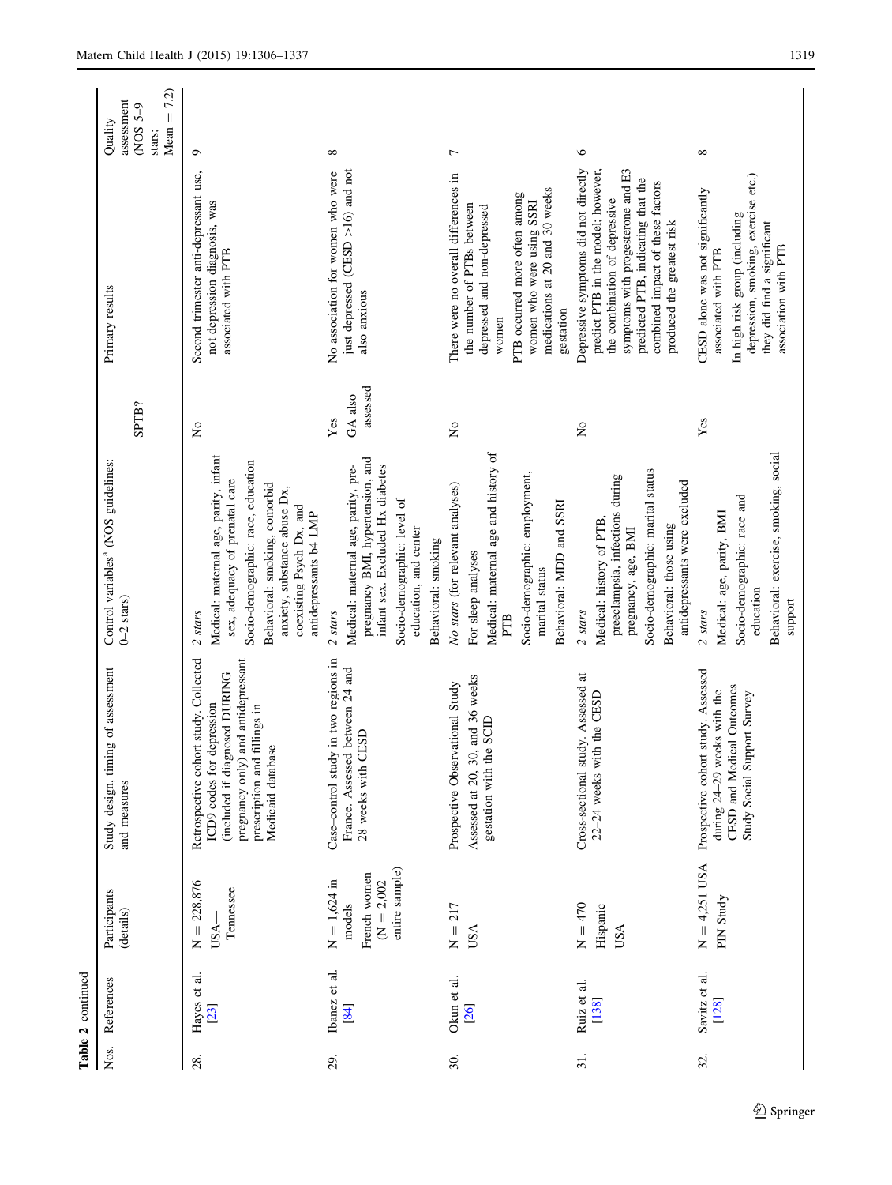**Table 2** continued

| Nos. | References | Participants (details) | Study design, timing of assessment and measures | Control variables[a] (NOS guidelines: 0–2 stars) | SPTB? | Primary results | Quality assessment (NOS 5–9 stars; Mean = 7.2) |
|---|---|---|---|---|---|---|---|
| 28. | Hayes et al. [23] | N = 228,876 USA—Tennessee | Retrospective cohort study. Collected ICD9 codes for depression (included if diagnosed DURING pregnancy only) and antidepressant prescription and fillings in Medicaid database | *2 stars*<br>Medical: maternal age, parity, infant sex, adequacy of prenatal care<br>Socio-demographic: race, education<br>Behavioral: smoking, comorbid anxiety, substance abuse Dx, coexisting Psych Dx, and antidepressants b4 LMP | No | Second trimester anti-depressant use, not depression diagnosis, was associated with PTB | 9 |
| 29. | Ibanez et al. [84] | N = 1,624 in models French women (N = 2,002 entire sample) | Case–control study in two regions in France. Assessed between 24 and 28 weeks with CESD | *2 stars*<br>Medical: maternal age, parity, pre-pregnancy BMI, hypertension, and infant sex. Excluded Hx diabetes<br>Socio-demographic: level of education, and center<br>Behavioral: smoking | Yes GA also assessed | No association for women who were just depressed (CESD >16) and not also anxious | 8 |
| 30. | Okun et al. [26] | N = 217 USA | Prospective Observational Study Assessed at 20, 30, and 36 weeks gestation with the SCID | *No stars* (for relevant analyses)<br>For sleep analyses<br>Medical: maternal age and history of PTB<br>Socio-demographic: employment, marital status<br>Behavioral: MDD and SSRI | No | There were no overall differences in the number of PTBs between depressed and non-depressed women<br>PTB occurred more often among women who were using SSRI medications at 20 and 30 weeks gestation | 7 |
| 31. | Ruiz et al. [138] | N = 470 Hispanic USA | Cross-sectional study. Assessed at 22–24 weeks with the CESD | *2 stars*<br>Medical: history of PTB, preeclampsia, infections during pregnancy, age, BMI<br>Socio-demographic: marital status<br>Behavioral: those using antidepressants were excluded | No | Depressive symptoms did not directly predict PTB in the model; however, the combination of depressive symptoms with progesterone and E3 predicted PTB, indicating that the combined impact of these factors produced the greatest risk | 6 |
| 32. | Savitz et al. [128] | N = 4,251 USA PIN Study | Prospective cohort study. Assessed during 24–29 weeks with the CESD and Medical Outcomes Study Social Support Survey | *2 stars*<br>Medical: age, parity, BMI<br>Socio-demographic: race and education<br>Behavioral: exercise, smoking, social support | Yes | CESD alone was not significantly associated with PTB<br>In high risk group (including depression, smoking, exercise etc.) they did find a significant association with PTB | 8 |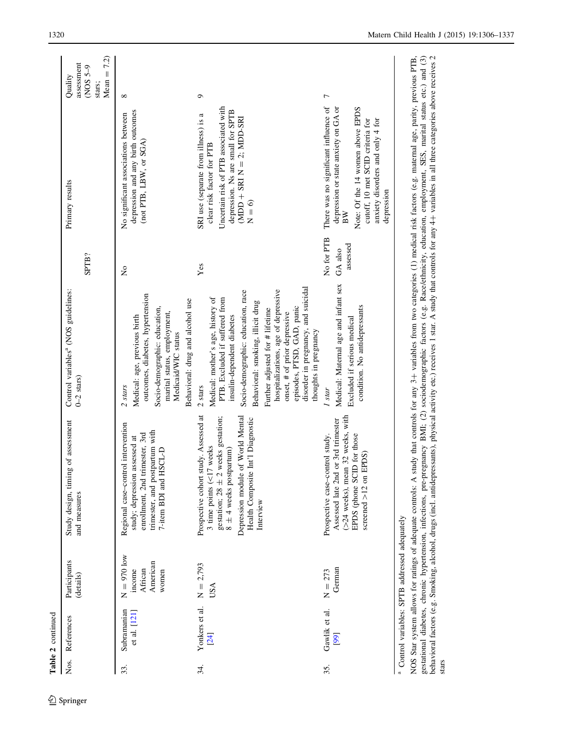Table 2 continued

| Nos. | References | Participants (details) | Study design, timing of assessment and measures | Control variables[a] (NOS guidelines: 0–2 stars) | SPTB? | Primary results | Quality assessment (NOS 5–9 stars; Mean = 7.2) |
|---|---|---|---|---|---|---|---|
| 33. | Subramanian et al. [121] | N = 970 low income African American women | Regional case–control intervention study; depression assessed at enrollment, 2nd trimester, 3rd trimester, and postpartum with 7-item BDI and HSCL-D | *2 stars* Medical: age, previous birth outcomes, diabetes, hypertension Socio-demographic: education, marital status, employment, Medicaid/WIC status Behavioral: drug and alcohol use | No | No significant associations between depression and any birth outcomes (not PTB, LBW, or SGA) | 8 |
| 34. | Yonkers et al. [24] | N = 2,793 USA | Prospective cohort study. Assessed at 3 time points (<17 weeks gestation; 28 ± 2 weeks gestation; 8 ± 4 weeks postpartum) Depression module of World Mental Health Composite Int'l Diagnostic Interview | 2 stars Medical: mother's age, history of PTB. Excluded if suffered from insulin-dependent diabetes Socio-demographic: education, race Behavioral: smoking, illicit drug Further adjusted for # lifetime hospitalizations, age of depressive onset, # of prior depressive episodes, PTSD, GAD, panic disorder in pregnancy, and suicidal thoughts in pregnancy | Yes | SRI use (separate from illness) is a clear risk factor for PTB Uncertain risk of PTB associated with depression. Ns are small for SPTB (MDD + SRI N = 2; MDD-SRI N = 6) | 9 |
| 35. | Gawlik et al. [99] | N = 273 German | Prospective case–control study. Assessed late 2nd or 3rd trimester (>24 weeks), mean 32 weeks, with EPDS (phone SCID for those screened >12 on EPDS) | *1 star* Medical: Maternal age and infant sex Excluded if serious medical condition. No antidepressants | No for PTB GA also assessed | There was no significant influence of depression or state anxiety on GA or BW Note: Of the 14 women above EPDS cutoff, 10 met SCID criteria for anxiety disorders and only 4 for depression | 7 |

[a] Control variables: SPTB addressed adequately

NOS Star system allows for ratings of adequate controls: A study that controls for any 3+ variables from two categories (1) medical risk factors (e.g. maternal age, parity, previous PTB, gestational diabetes, chronic hypertension, infections, pre-pregnancy BMI; (2) sociodemographic factors (e.g. Race/ethnicity, education, employment, SES, marital status etc.) and (3) behavioral factors (e.g. Smoking, alcohol, drugs (incl. antidepressants), physical activity etc.) receives 1 star. A study that controls for any 4+ variables in all three categories above receives 2 stars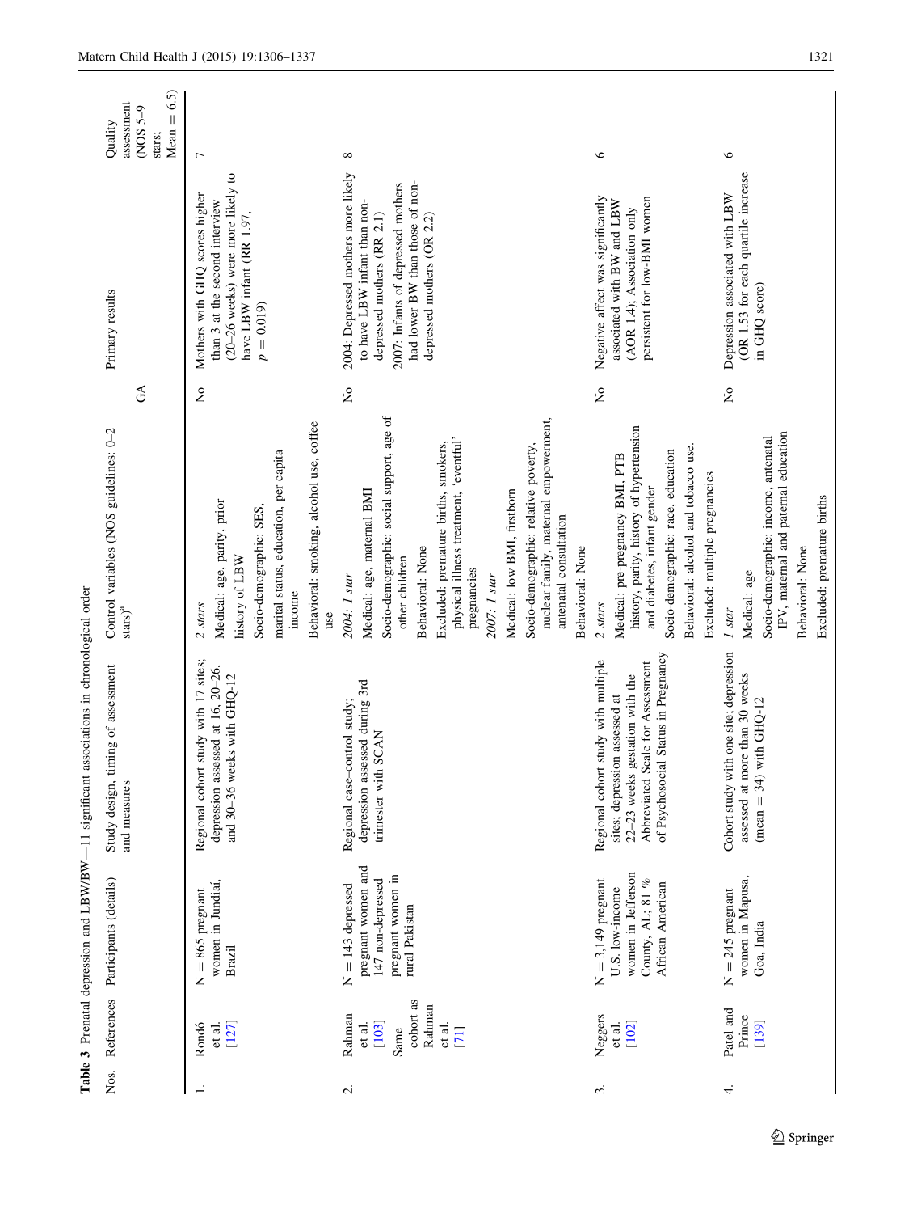**Table 3** Prenatal depression and LBW/BW—11 significant associations in chronological order

| Nos. | References | Participants (details) | Study design, timing of assessment and measures | Control variables (NOS guidelines: 0–2 stars)[a] | GA | Primary results | Quality assessment (NOS 5–9 stars; Mean = 6.5) |
|---|---|---|---|---|---|---|---|
| 1. | Rondó et al. [127] | N = 865 pregnant women in Jundiaí, Brazil | Regional cohort study with 17 sites; depression assessed at 16, 20–26, and 30–36 weeks with GHQ-12 | *2 stars*<br>Medical: age, parity, prior history of LBW<br>Socio-demographic: SES, marital status, education, per capita income<br>Behavioral: smoking, alcohol use, coffee use | No | Mothers with GHQ scores higher than 3 at the second interview (20–26 weeks) were more likely to have LBW infant (RR 1.97, $p = 0.019$) | 7 |
| 2. | Rahman et al. [103]<br>Same cohort as Rahman et al. [71] | N = 143 depressed pregnant women and 147 non-depressed pregnant women in rural Pakistan | Regional case–control study; depression assessed during 3rd trimester with SCAN | *2004: 1 star*<br>Medical: age, maternal BMI<br>Socio-demographic: social support, age of other children<br>Behavioral: None<br>Excluded: premature births, smokers, physical illness treatment, 'eventful' pregnancies<br>*2007: 1 star*<br>Medical: low BMI, firstborn<br>Socio-demographic: relative poverty, nuclear family, maternal empowerment, antenatal consultation<br>Behavioral: None | No | 2004: Depressed mothers more likely to have LBW infant than non-depressed mothers (RR 2.1)<br>2007: Infants of depressed mothers had lower BW than those of non-depressed mothers (OR 2.2) | 8 |
| 3. | Neggers et al. [102] | N = 3,149 pregnant U.S. low-income women in Jefferson County, AL; 81 % African American | Regional cohort study with multiple sites; depression assessed at 22–23 weeks gestation with the Abbreviated Scale for Assessment of Psychosocial Status in Pregnancy | *2 stars*<br>Medical: pre-pregnancy BMI, PTB history, parity, history of hypertension and diabetes, infant gender<br>Socio-demographic: race, education<br>Behavioral: alcohol and tobacco use.<br>Excluded: multiple pregnancies | No | Negative affect was significantly associated with BW and LBW (AOR 1.4); Association only persistent for low-BMI women | 6 |
| 4. | Patel and Prince [139] | N = 245 pregnant women in Mapusa, Goa, India | Cohort study with one site; depression assessed at more than 30 weeks (mean = 34) with GHQ-12 | *1 star*<br>Medical: age<br>Socio-demographic: income, antenatal IPV, maternal and paternal education<br>Behavioral: None<br>Excluded: premature births | No | Depression associated with LBW (OR 1.53 for each quartile increase in GHQ score) | 6 |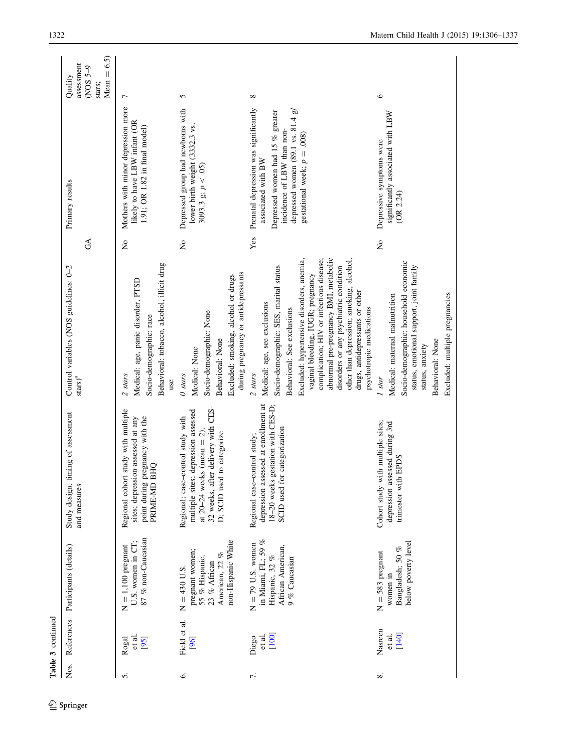Table 3 continued

| Nos. | References | Participants (details) | Study design, timing of assessment and measures | Control variables (NOS guidelines: 0–2 stars)[a] | GA | Primary results | Quality assessment (NOS 5–9 stars; Mean = 6.5) |
|---|---|---|---|---|---|---|---|
| 5. | Rogal et al. [95] | N = 1,100 pregnant U.S. women in CT; 87 % non-Caucasian | Regional cohort study with multiple sites; depression assessed at any point during pregnancy with the PRIME-MD BHQ | *2 stars*<br>Medical: age, panic disorder, PTSD<br>Socio-demographic: race<br>Behavioral: tobacco, alcohol, illicit drug use | No | Mothers with minor depression more likely to have LBW infant (OR 1.91; OR 1.82 in final model) | 7 |
| 6. | Field et al. [96] | N = 430 U.S. pregnant women; 55 % Hispanic, 23 % African American, 22 % non-Hispanic White | Regional; case–control study with multiple sites; depression assessed at 20–24 weeks (mean = 2), 32 weeks, after delivery with CES-D; SCID used to categorize | *0 stars*<br>Medical: None<br>Socio-demographic: None<br>Behavioral: None<br>Excluded: smoking, alcohol or drugs during pregnancy or antidepressants | No | Depressed group had newborns with lower birth weight (3332.3 vs. 3093.3 g; $p < .05$) | 5 |
| 7. | Diego et al. [100] | N = 79 U.S. women in Miami, FL; 59 % Hispanic, 32 % African American, 9 % Caucasian | Regional case–control study; depression assessed at enrollment at 18–20 weeks gestation with CES-D; SCID used for categorization | *2 stars*<br>Medical: age, see exclusions<br>Socio-demographic: SES, marital status<br>Behavioral: See exclusions<br>Excluded: hypertensive disorders, anemia, vaginal bleeding, IUGR; pregnancy complication; HIV or infectious disease; abnormal pre-pregnancy BMI, metabolic disorders or any psychiatric condition other than depression; smoking, alcohol, drugs, antidepressants or other psychotropic medications | Yes | Prenatal depression was significantly associated with BW<br>Depressed women had 15 % greater incidence of LBW than non-depressed women (89.1 vs. 81.4 g/gestational week; $p = .008$) | 8 |
| 8. | Nasreen et al. [140] | N = 583 pregnant women in Bangladesh; 50 % below poverty level | Cohort study with multiple sites; depression assessed during 3rd trimester with EPDS | *1 star*<br>Medical: maternal malnutrition<br>Socio-demographic: household economic status, emotional support, joint family status, anxiety<br>Behavioral: None<br>Excluded: multiple pregnancies | No | Depressive symptoms were significantly associated with LBW (OR 2.24) | 6 |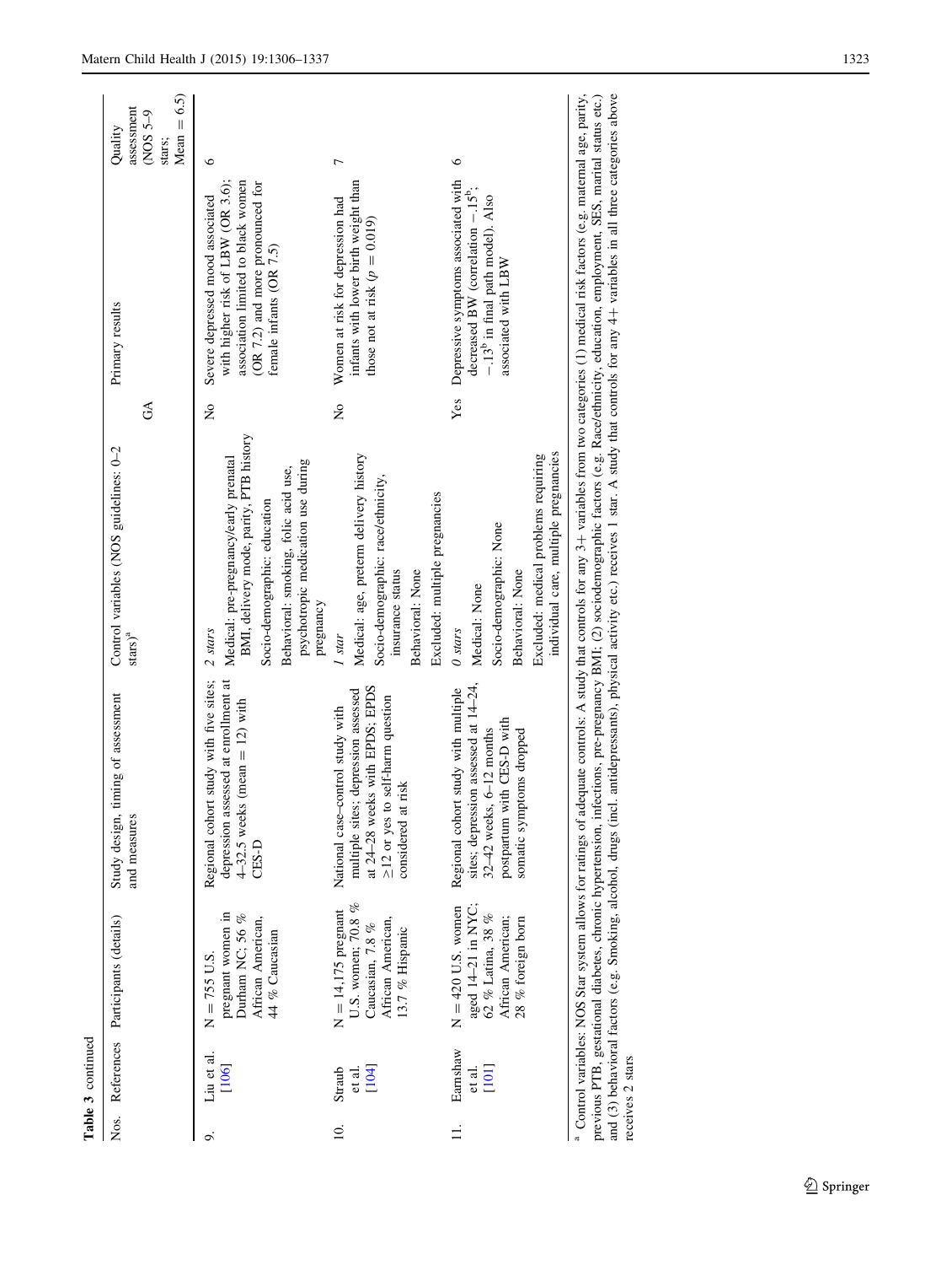**Table 3** continued

| Nos. | References | Participants (details) | Study design, timing of assessment and measures | Control variables (NOS guidelines: 0–2 stars)[a] | GA | Primary results | Quality assessment (NOS 5–9 stars; Mean = 6.5) |
|---|---|---|---|---|---|---|---|
| 9. | Liu et al. [106] | N = 755 U.S. pregnant women in Durham NC; 56 % African American, 44 % Caucasian | Regional cohort study with five sites; depression assessed at enrollment at 4–32.5 weeks (mean = 12) with CES-D | *2 stars*<br>Medical: pre-pregnancy/early prenatal BMI, delivery mode, parity, PTB history<br>Socio-demographic: education<br>Behavioral: smoking, folic acid use, psychotropic medication use during pregnancy | No | Severe depressed mood associated with higher risk of LBW (OR 3.6); association limited to black women (OR 7.2) and more pronounced for female infants (OR 7.5) | 6 |
| 10. | Straub et al. [104] | N = 14,175 pregnant U.S. women; 70.8 % Caucasian, 7.8 % African American, 13.7 % Hispanic | National case–control study with multiple sites; depression assessed at 24–28 weeks with EPDS; EPDS ≥12 or yes to self-harm question considered at risk | *1 star*<br>Medical: age, preterm delivery history<br>Socio-demographic: race/ethnicity, insurance status<br>Behavioral: None<br>Excluded: multiple pregnancies | No | Women at risk for depression had infants with lower birth weight than those not at risk ($p = 0.019$) | 7 |
| 11. | Earnshaw et al. [101] | N = 420 U.S. women aged 14–21 in NYC; 62 % Latina, 38 % African American; 28 % foreign born | Regional cohort study with multiple sites; depression assessed at 14–24, 32–42 weeks, 6–12 months postpartum with CES-D with somatic symptoms dropped | *0 stars*<br>Medical: None<br>Socio-demographic: None<br>Behavioral: None<br>Excluded: medical problems requiring individual care, multiple pregnancies | Yes | Depressive symptoms associated with decreased BW (correlation −.15[b]; −.13[b] in final path model). Also associated with LBW | 6 |

[a] Control variables: NOS Star system allows for ratings of adequate controls: A study that controls for any 3+ variables from two categories (1) medical risk factors (e.g. maternal age, parity, previous PTB, gestational diabetes, chronic hypertension, infections, pre-pregnancy BMI; (2) sociodemographic factors (e.g. Race/ethnicity, education, employment, SES, marital status etc.) and (3) behavioral factors (e.g. Smoking, alcohol, drugs (incl. antidepressants), physical activity etc.) receives 1 star. A study that controls for any 4+ variables in all three categories above receives 2 stars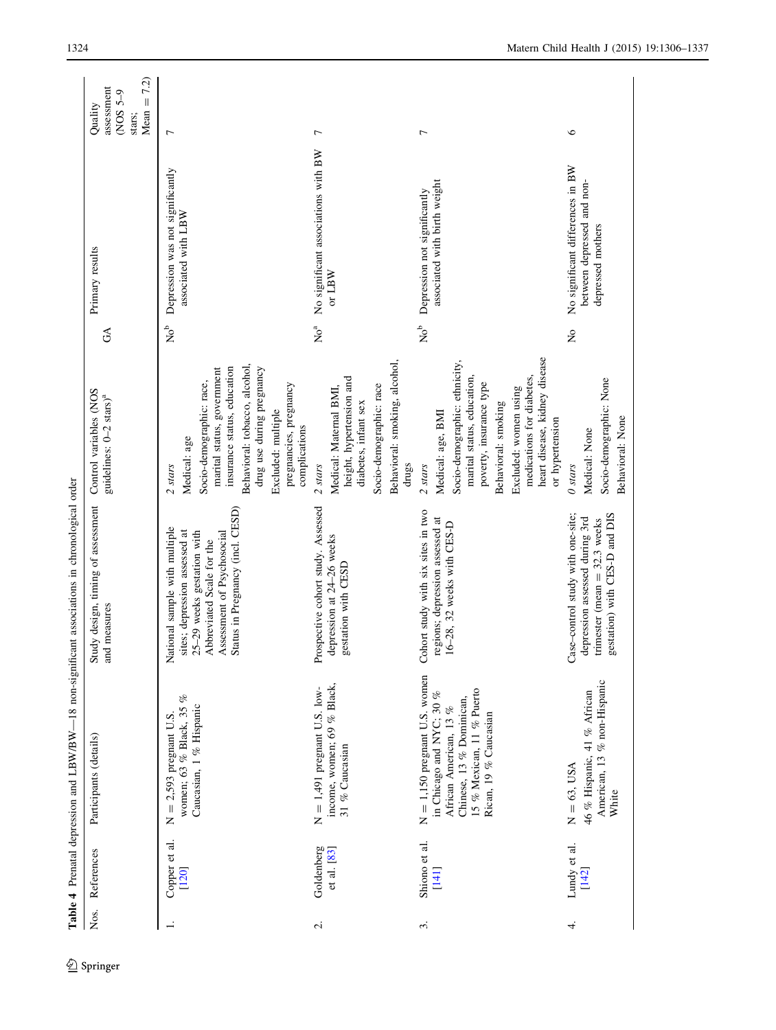**Table 4** Prenatal depression and LBW/BW—18 non-significant associations in chronological order

| Nos. | References | Participants (details) | Study design, timing of assessment and measures | Control variables (NOS guidelines: 0–2 stars)[a] | GA | Primary results | Quality assessment (NOS 5–9 stars; Mean = 7.2) |
|---|---|---|---|---|---|---|---|
| 1. | Copper et al. [120] | N = 2,593 pregnant U.S. women; 63 % Black, 35 % Caucasian, 1 % Hispanic | National sample with multiple sites; depression assessed at 25–29 weeks gestation with Abbreviated Scale for the Assessment of Psychosocial Status in Pregnancy (incl. CESD) | *2 stars*<br>Medical: age<br>Socio-demographic: race, marital status, government insurance status, education<br>Behavioral: tobacco, alcohol, drug use during pregnancy<br>Excluded: multiple pregnancies, pregnancy complications | No[b] | Depression was not significantly associated with LBW | 7 |
| 2. | Goldenberg et al. [83] | N = 1,491 pregnant U.S. low-income, women; 69 % Black, 31 % Caucasian | Prospective cohort study. Assessed depression at 24–26 weeks gestation with CESD | *2 stars*<br>Medical: Maternal BMI, height, hypertension and diabetes, infant sex<br>Socio-demographic: race<br>Behavioral: smoking, alcohol, drugs | No[a] | No significant associations with BW or LBW | 7 |
| 3. | Shiono et al. [141] | N = 1,150 pregnant U.S. women in Chicago and NYC; 30 % African American, 13 % Chinese, 13 % Dominican, 15 % Mexican, 11 % Puerto Rican, 19 % Caucasian | Cohort study with six sites in two regions; depression assessed at 16–28, 32 weeks with CES-D | *2 stars*<br>Medical: age, BMI<br>Socio-demographic: ethnicity, marital status, education, poverty, insurance type<br>Behavioral: smoking<br>Excluded: women using medications for diabetes, heart disease, kidney disease or hypertension | No[b] | Depression not significantly associated with birth weight | 7 |
| 4. | Lundy et al. [142] | N = 63, USA<br>46 % Hispanic, 41 % African American, 13 % non-Hispanic White | Case–control study with one-site; depression assessed during 3rd trimester (mean = 32.3 weeks gestation) with CES-D and DIS | *0 stars*<br>Medical: None<br>Socio-demographic: None<br>Behavioral: None | No | No significant differences in BW between depressed and non-depressed mothers | 6 |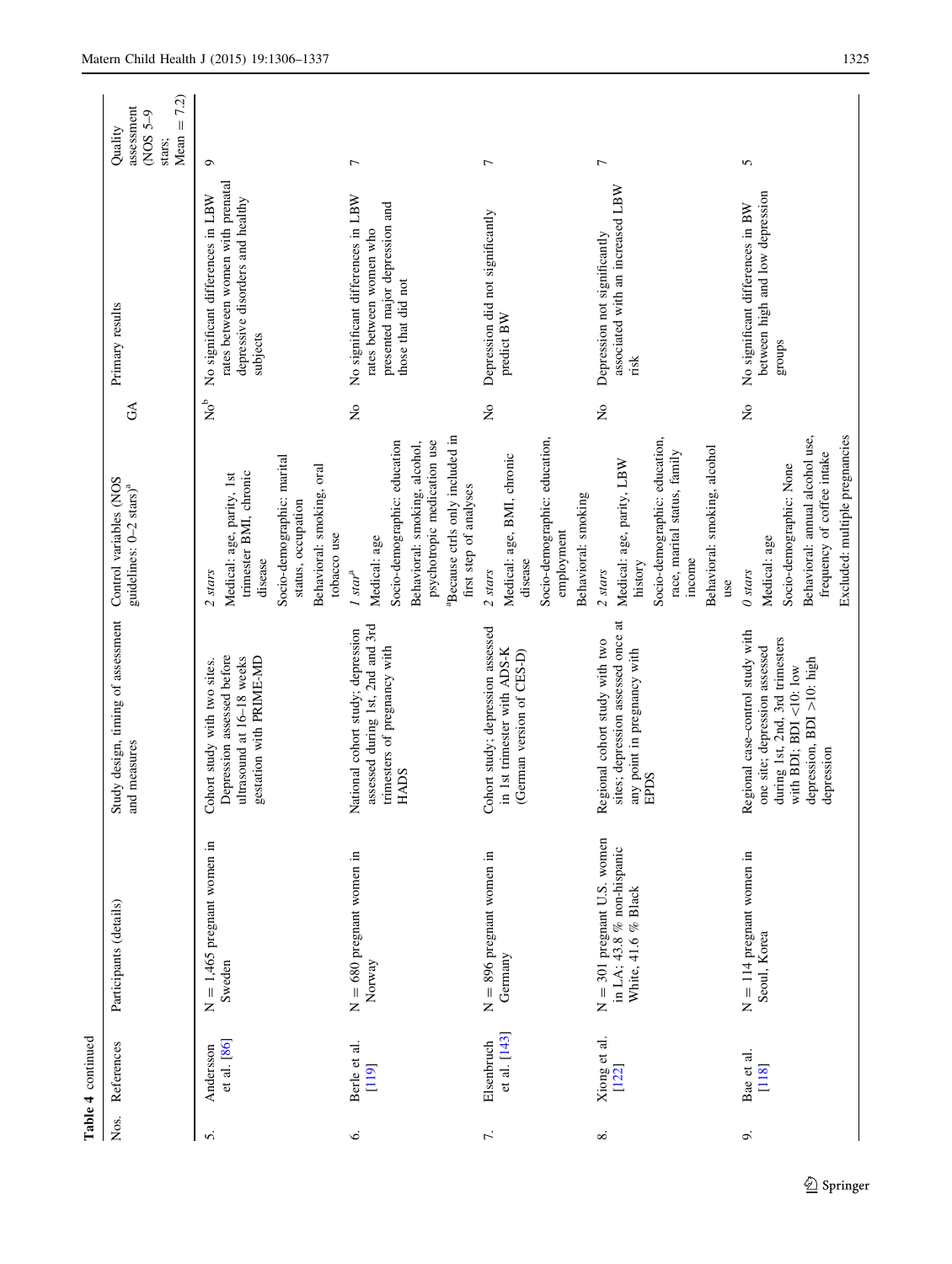Table 4 continued

| Nos. | References | Participants (details) | Study design, timing of assessment and measures | Control variables (NOS guidelines: 0–2 stars)[a] | GA | Primary results | Quality assessment (NOS 5–9 stars; Mean = 7.2) |
|---|---|---|---|---|---|---|---|
| 5. | Andersson et al. [86] | N = 1,465 pregnant women in Sweden | Cohort study with two sites. Depression assessed before ultrasound at 16–18 weeks gestation with PRIME-MD | *2 stars*<br>Medical: age, parity, 1st trimester BMI, chronic disease<br>Socio-demographic: marital status, occupation<br>Behavioral: smoking, oral tobacco use | No[b] | No significant differences in LBW rates between women with prenatal depressive disorders and healthy subjects | 9 |
| 6. | Berle et al. [119] | N = 680 pregnant women in Norway | National cohort study; depression assessed during 1st, 2nd and 3rd trimesters of pregnancy with HADS | *1 star*[a]<br>Medical: age<br>Socio-demographic: education<br>Behavioral: smoking, alcohol, psychotropic medication use<br>[a]Because ctrls only included in first step of analyses | No | No significant differences in LBW rates between women who presented major depression and those that did not | 7 |
| 7. | Elsenbruch et al. [143] | N = 896 pregnant women in Germany | Cohort study; depression assessed in 1st trimester with ADS-K (German version of CES-D) | *2 stars*<br>Medical: age, BMI, chronic disease<br>Socio-demographic: education, employment<br>Behavioral: smoking | No | Depression did not significantly predict BW | 7 |
| 8. | Xiong et al. [122] | N = 301 pregnant U.S. women in LA; 43.8 % non-hispanic White, 41.6 % Black | Regional cohort study with two sites; depression assessed once at any point in pregnancy with EPDS | *2 stars*<br>Medical: age, parity, LBW history<br>Socio-demographic: education, race, marital status, family income<br>Behavioral: smoking, alcohol use | No | Depression not significantly associated with an increased LBW risk | 7 |
| 9. | Bae et al. [118] | N = 114 pregnant women in Seoul, Korea | Regional case–control study with one site; depression assessed during 1st, 2nd, 3rd trimesters with BDI; BDI <10: low depression, BDI >10: high depression | *0 stars*<br>Medical: age<br>Socio-demographic: None<br>Behavioral: annual alcohol use, frequency of coffee intake<br>Excluded: multiple pregnancies | No | No significant differences in BW between high and low depression groups | 5 |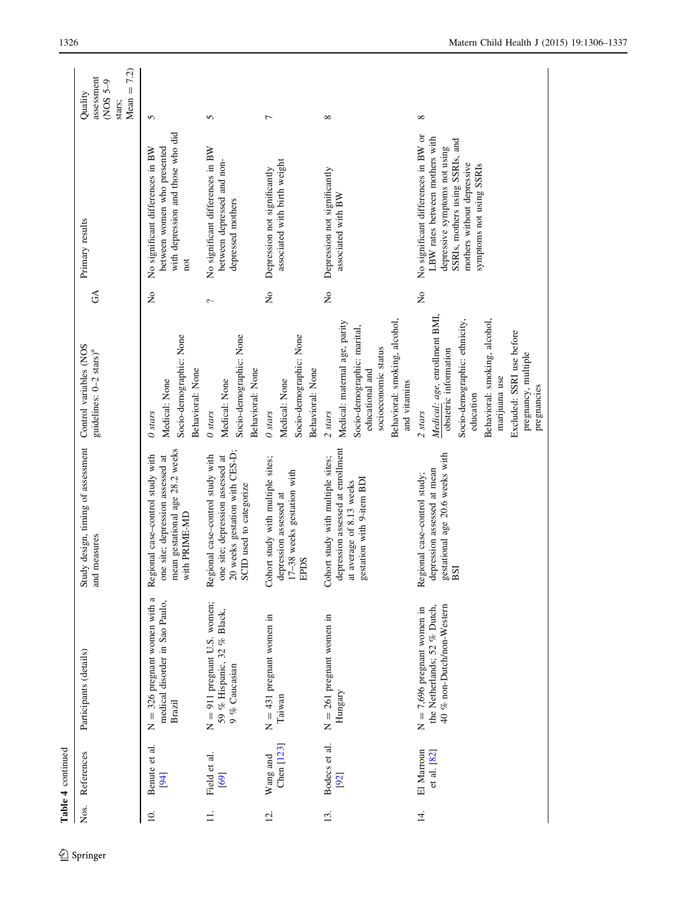**Table 4** continued

| Nos. | References | Participants (details) | Study design, timing of assessment and measures | Control variables (NOS guidelines: 0–2 stars)[a] | GA | Primary results | Quality assessment (NOS 5–9 stars; Mean = 7.2) |
|---|---|---|---|---|---|---|---|
| 10. | Benute et al. [94] | N = 326 pregnant women with a medical disorder in Sao Paulo, Brazil | Regional case–control study with one site; depression assessed at mean gestational age 28.2 weeks with PRIME-MD | *0 stars*<br>Medical: None<br>Socio-demographic: None<br>Behavioral: None | No | No significant differences in BW between women who presented with depression and those who did not | 5 |
| 11. | Field et al. [69] | N = 911 pregnant U.S. women; 59 % Hispanic, 32 % Black, 9 % Caucasian | Regional case–control study with one site; depression assessed at 20 weeks gestation with CES-D; SCID used to categorize | *0 stars*<br>Medical: None<br>Socio-demographic: None<br>Behavioral: None | ? | No significant differences in BW between depressed and non-depressed mothers | 5 |
| 12. | Wang and Chen [123] | N = 431 pregnant women in Taiwan | Cohort study with multiple sites; depression assessed at 17–38 weeks gestation with EPDS | *0 stars*<br>Medical: None<br>Socio-demographic: None<br>Behavioral: None | No | Depression not significantly associated with birth weight | 7 |
| 13. | Bodecs et al. [92] | N = 261 pregnant women in Hungary | Cohort study with multiple sites; depression assessed at enrollment at average of 8.13 weeks gestation with 9-item BDI | *2 stars*<br>Medical: maternal age, parity<br>Socio-demographic: marital, educational and socioeconomic status<br>Behavioral: smoking, alcohol, and vitamins | No | Depression not significantly associated with BW | 8 |
| 14. | El Marroun et al. [82] | N = 7,696 pregnant women in the Netherlands; 52 % Dutch, 40 % non-Dutch/non-Western | Regional case–control study; depression assessed at mean gestational age 20.6 weeks with BSI | *2 stars*<br>Medical: _age_, enrollment BMI, obstetric information<br>Socio-demographic: ethnicity, education<br>Behavioral: smoking, alcohol, marijuana use<br>Excluded: SSRI use before pregnancy, multiple pregnancies | No | No significant differences in BW or LBW rates between mothers with depressive symptoms not using SSRIs, mothers using SSRIs, and mothers without depressive symptoms not using SSRIs | 8 |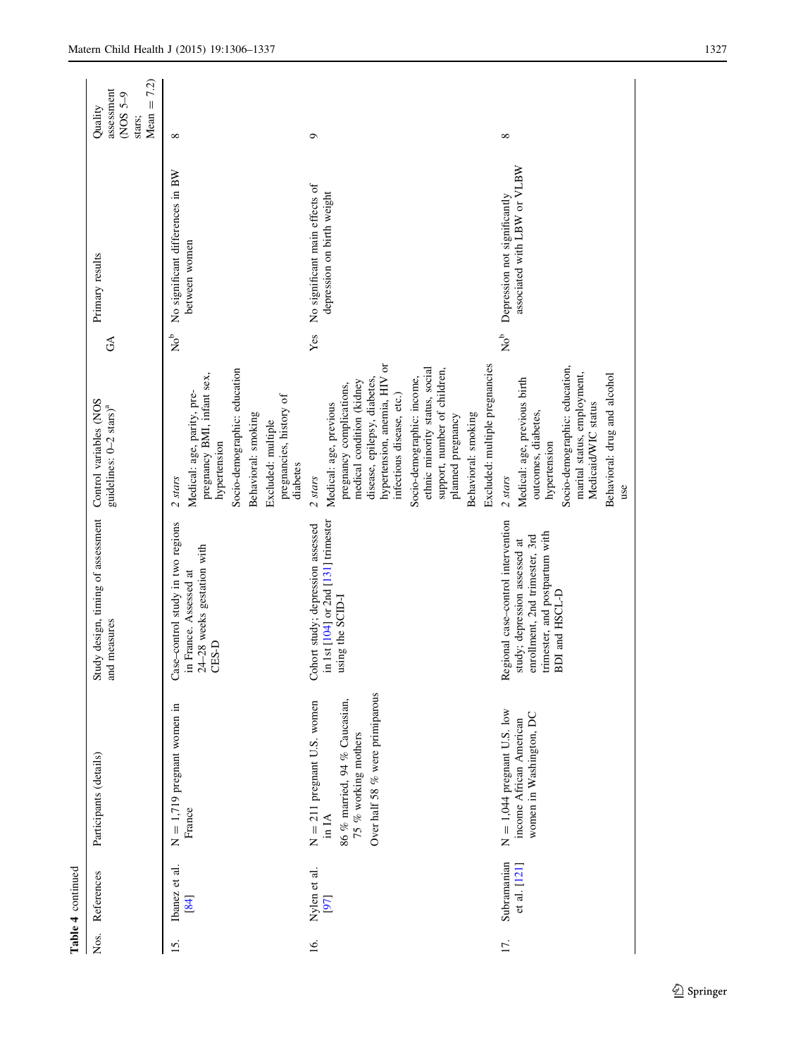Table 4 continued

| Nos. | References | Participants (details) | Study design, timing of assessment and measures | Control variables (NOS guidelines: 0–2 stars)[a] | GA | Primary results | Quality assessment (NOS 5–9 stars; Mean = 7.2) |
|---|---|---|---|---|---|---|---|
| 15. | Ibanez et al. [84] | N = 1,719 pregnant women in France | Case–control study in two regions in France. Assessed at 24–28 weeks gestation with CES-D | *2 stars* Medical: age, parity, pre-pregnancy BMI, infant sex, hypertension Socio-demographic: education Behavioral: smoking Excluded: multiple pregnancies, history of diabetes | No[b] | No significant differences in BW between women | 8 |
| 16. | Nylen et al. [97] | N = 211 pregnant U.S. women in IA 86 % married, 94 % Caucasian, 75 % working mothers Over half 58 % were primiparous | Cohort study; depression assessed in 1st [104] or 2nd [131] trimester using the SCID-I | *2 stars* Medical: age, previous pregnancy complications, medical condition (kidney disease, epilepsy, diabetes, hypertension, anemia, HIV or infectious disease, etc.) Socio-demographic: income, ethnic minority status, social support, number of children, planned pregnancy Behavioral: smoking Excluded: multiple pregnancies | Yes | No significant main effects of depression on birth weight | 9 |
| 17. | Subramanian et al. [121] | N = 1,044 pregnant U.S. low income African American women in Washington, DC | Regional case–control intervention study; depression assessed at enrollment, 2nd trimester, 3rd trimester, and postpartum with BDI and HSCL-D | *2 stars* Medical: age, previous birth outcomes, diabetes, hypertension Socio-demographic: education, marital status, employment, Medicaid/WIC status Behavioral: drug and alcohol use | No[b] | Depression not significantly associated with LBW or VLBW | 8 |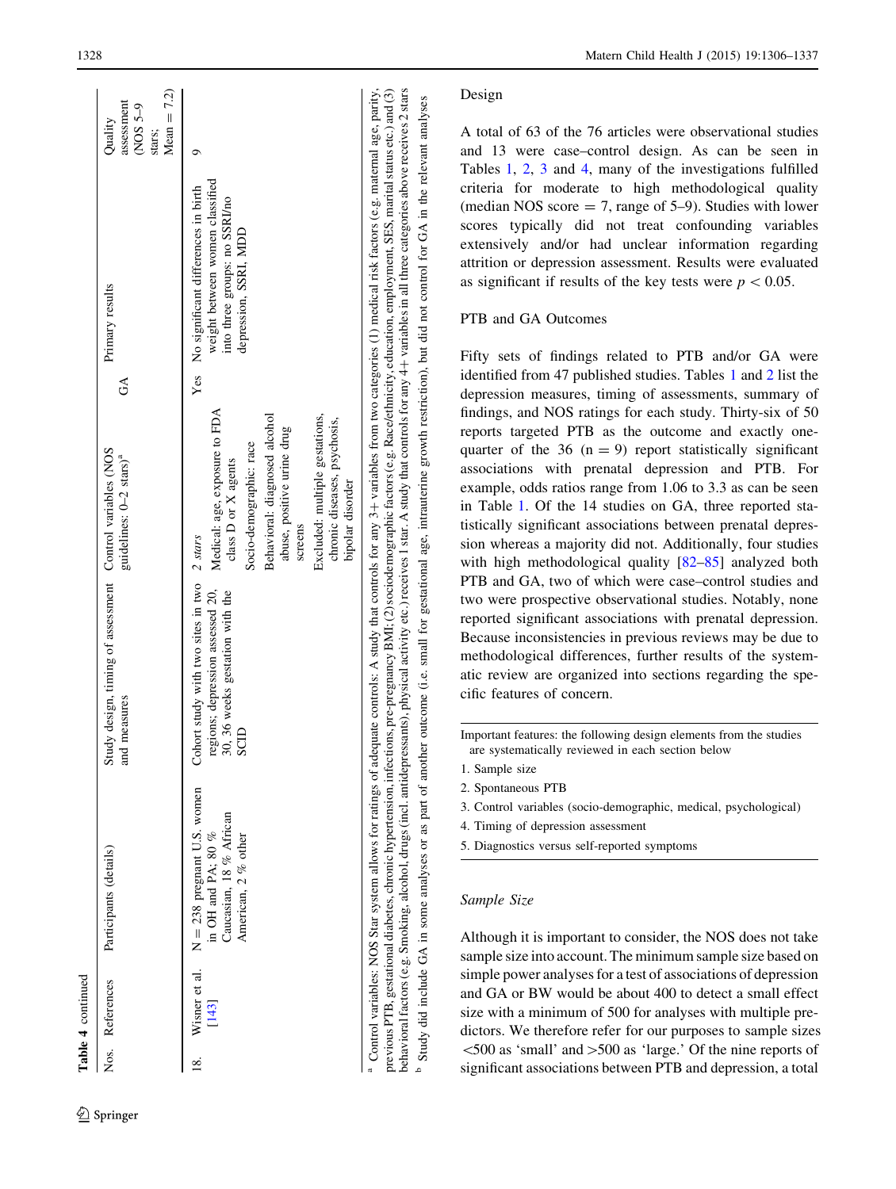Table 4 continued

| Nos. | References | Participants (details) | Study design, timing of assessment and measures | Control variables (NOS guidelines: 0–2 stars)[a] | GA | Primary results | Quality assessment (NOS 5–9 stars; Mean = 7.2) |
|---|---|---|---|---|---|---|---|
| 18. | Wisner et al. [143] | N = 238 pregnant U.S. women in OH and PA; 80 % Caucasian, 18 % African American, 2 % other | Cohort study with two sites in two regions; depression assessed 20, 30, 36 weeks gestation with the SCID | *2 stars* Medical: age, exposure to FDA class D or X agents Socio-demographic: race Behavioral: diagnosed alcohol abuse, positive urine drug screens Excluded: multiple gestations, chronic diseases, psychosis, bipolar disorder | Yes | No significant differences in birth weight between women classified into three groups: no SSRI/no depression, SSRI, MDD | 9 |

[a] Control variables: NOS Star system allows for ratings of adequate controls: A study that controls for any 3+ variables from two categories (1) medical risk factors (e.g. maternal age, parity, previous PTB, gestational diabetes, chronic hypertension, infections, pre-pregnancy BMI; (2) sociodemographic factors (e.g. Race/ethnicity, education, employment, SES, marital status etc.) and (3) behavioral factors (e.g. Smoking, alcohol, drugs (incl. antidepressants), physical activity etc.) receives 1 star. A study that controls for any 4+ variables in all three categories above receives 2 stars

[b] Study did include GA in some analyses or as part of another outcome (i.e. small for gestational age, intrauterine growth restriction), but did not control for GA in the relevant analyses

## Design

A total of 63 of the 76 articles were observational studies and 13 were case–control design. As can be seen in Tables 1, 2, 3 and 4, many of the investigations fulfilled criteria for moderate to high methodological quality (median NOS score = 7, range of 5–9). Studies with lower scores typically did not treat confounding variables extensively and/or had unclear information regarding attrition or depression assessment. Results were evaluated as significant if results of the key tests were $p < 0.05$.

## PTB and GA Outcomes

Fifty sets of findings related to PTB and/or GA were identified from 47 published studies. Tables 1 and 2 list the depression measures, timing of assessments, summary of findings, and NOS ratings for each study. Thirty-six of 50 reports targeted PTB as the outcome and exactly one-quarter of the 36 (n = 9) report statistically significant associations with prenatal depression and PTB. For example, odds ratios range from 1.06 to 3.3 as can be seen in Table 1. Of the 14 studies on GA, three reported statistically significant associations between prenatal depression whereas a majority did not. Additionally, four studies with high methodological quality [82–85] analyzed both PTB and GA, two of which were case–control studies and two were prospective observational studies. Notably, none reported significant associations with prenatal depression. Because inconsistencies in previous reviews may be due to methodological differences, further results of the systematic review are organized into sections regarding the specific features of concern.

Important features: the following design elements from the studies are systematically reviewed in each section below

1. Sample size
2. Spontaneous PTB
3. Control variables (socio-demographic, medical, psychological)
4. Timing of depression assessment
5. Diagnostics versus self-reported symptoms

### Sample Size

Although it is important to consider, the NOS does not take sample size into account. The minimum sample size based on simple power analyses for a test of associations of depression and GA or BW would be about 400 to detect a small effect size with a minimum of 500 for analyses with multiple predictors. We therefore refer for our purposes to sample sizes <500 as 'small' and >500 as 'large.' Of the nine reports of significant associations between PTB and depression, a total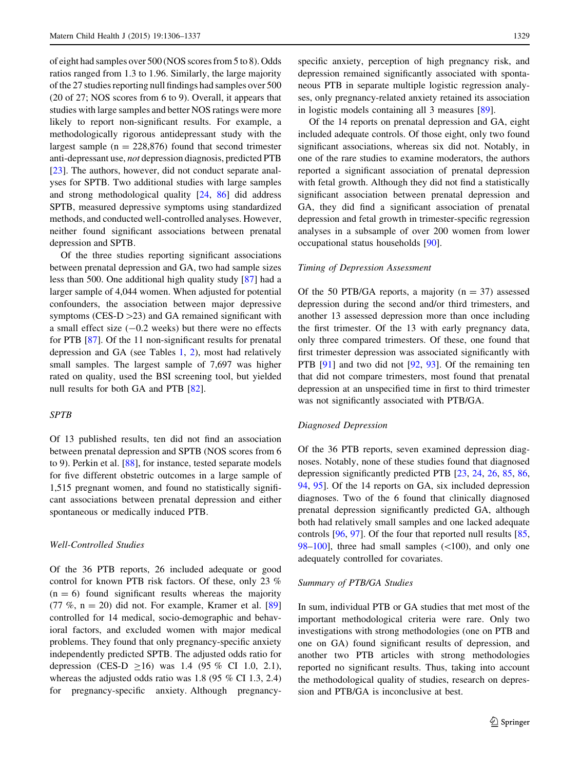of eight had samples over 500 (NOS scores from 5 to 8). Odds ratios ranged from 1.3 to 1.96. Similarly, the large majority of the 27 studies reporting null findings had samples over 500 (20 of 27; NOS scores from 6 to 9). Overall, it appears that studies with large samples and better NOS ratings were more likely to report non-significant results. For example, a methodologically rigorous study with the largest sample (n = 228,876) found that second trimester anti-depressant use, *not* depression diagnosis, predicted PTB [23]. The authors, however, did not conduct separate analyses for SPTB. Two additional studies with large samples and strong methodological quality [24, 86] did address SPTB, measured depressive symptoms using standardized methods, and conducted well-controlled analyses. However, neither found significant associations between prenatal depression and SPTB.

Of the three studies reporting significant associations between prenatal depression and GA, two had sample sizes less than 500. One additional high quality study [87] had a larger sample of 4,044 women. When adjusted for potential confounders, the association between major depressive symptoms (CES-D >23) and GA remained significant with a small effect size (−0.2 weeks) but there were no effects for PTB [87]. Of the 11 non-significant results for prenatal depression and GA (see Tables 1, 2), most had relatively small samples. The largest sample of 7,697 was higher rated on quality, used the BSI screening tool, but yielded null results for both GA and PTB [82].

### SPTB

Of 13 published results, ten did not find an association between prenatal depression and SPTB (NOS scores from 6 to 9). Perkin et al. [88], for instance, tested separate models for five different obstetric outcomes in a large sample of 1,515 pregnant women, and found no statistically significant associations between prenatal depression and either spontaneous or medically induced PTB.

### Well-Controlled Studies

Of the 36 PTB reports, 26 included adequate or good control for known PTB risk factors. Of these, only 23 % (n = 6) found significant results whereas the majority (77 %, n = 20) did not. For example, Kramer et al. [89] controlled for 14 medical, socio-demographic and behavioral factors, and excluded women with major medical problems. They found that only pregnancy-specific anxiety independently predicted SPTB. The adjusted odds ratio for depression (CES-D ≥16) was 1.4 (95 % CI 1.0, 2.1), whereas the adjusted odds ratio was 1.8 (95 % CI 1.3, 2.4) for pregnancy-specific anxiety. Although pregnancy-specific anxiety, perception of high pregnancy risk, and depression remained significantly associated with spontaneous PTB in separate multiple logistic regression analyses, only pregnancy-related anxiety retained its association in logistic models containing all 3 measures [89].

Of the 14 reports on prenatal depression and GA, eight included adequate controls. Of those eight, only two found significant associations, whereas six did not. Notably, in one of the rare studies to examine moderators, the authors reported a significant association of prenatal depression with fetal growth. Although they did not find a statistically significant association between prenatal depression and GA, they did find a significant association of prenatal depression and fetal growth in trimester-specific regression analyses in a subsample of over 200 women from lower occupational status households [90].

### Timing of Depression Assessment

Of the 50 PTB/GA reports, a majority (n = 37) assessed depression during the second and/or third trimesters, and another 13 assessed depression more than once including the first trimester. Of the 13 with early pregnancy data, only three compared trimesters. Of these, one found that first trimester depression was associated significantly with PTB [91] and two did not [92, 93]. Of the remaining ten that did not compare trimesters, most found that prenatal depression at an unspecified time in first to third trimester was not significantly associated with PTB/GA.

### Diagnosed Depression

Of the 36 PTB reports, seven examined depression diagnoses. Notably, none of these studies found that diagnosed depression significantly predicted PTB [23, 24, 26, 85, 86, 94, 95]. Of the 14 reports on GA, six included depression diagnoses. Two of the 6 found that clinically diagnosed prenatal depression significantly predicted GA, although both had relatively small samples and one lacked adequate controls [96, 97]. Of the four that reported null results [85, 98–100], three had small samples (<100), and only one adequately controlled for covariates.

### Summary of PTB/GA Studies

In sum, individual PTB or GA studies that met most of the important methodological criteria were rare. Only two investigations with strong methodologies (one on PTB and one on GA) found significant results of depression, and another two PTB articles with strong methodologies reported no significant results. Thus, taking into account the methodological quality of studies, research on depression and PTB/GA is inconclusive at best.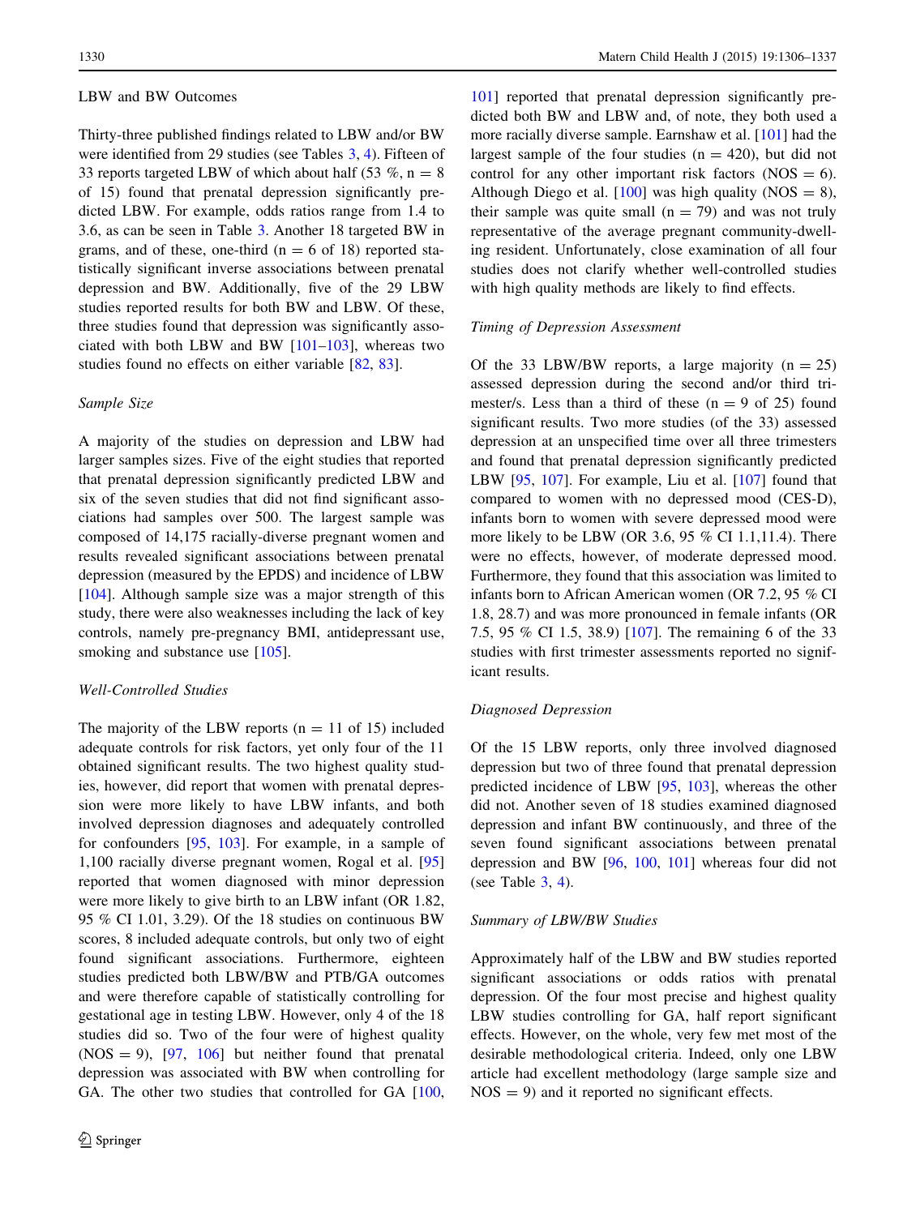LBW and BW Outcomes

Thirty-three published findings related to LBW and/or BW were identified from 29 studies (see Tables 3, 4). Fifteen of 33 reports targeted LBW of which about half (53 %, n = 8 of 15) found that prenatal depression significantly predicted LBW. For example, odds ratios range from 1.4 to 3.6, as can be seen in Table 3. Another 18 targeted BW in grams, and of these, one-third (n = 6 of 18) reported statistically significant inverse associations between prenatal depression and BW. Additionally, five of the 29 LBW studies reported results for both BW and LBW. Of these, three studies found that depression was significantly associated with both LBW and BW [101–103], whereas two studies found no effects on either variable [82, 83].

*Sample Size*

A majority of the studies on depression and LBW had larger samples sizes. Five of the eight studies that reported that prenatal depression significantly predicted LBW and six of the seven studies that did not find significant associations had samples over 500. The largest sample was composed of 14,175 racially-diverse pregnant women and results revealed significant associations between prenatal depression (measured by the EPDS) and incidence of LBW [104]. Although sample size was a major strength of this study, there were also weaknesses including the lack of key controls, namely pre-pregnancy BMI, antidepressant use, smoking and substance use [105].

*Well-Controlled Studies*

The majority of the LBW reports (n = 11 of 15) included adequate controls for risk factors, yet only four of the 11 obtained significant results. The two highest quality studies, however, did report that women with prenatal depression were more likely to have LBW infants, and both involved depression diagnoses and adequately controlled for confounders [95, 103]. For example, in a sample of 1,100 racially diverse pregnant women, Rogal et al. [95] reported that women diagnosed with minor depression were more likely to give birth to an LBW infant (OR 1.82, 95 % CI 1.01, 3.29). Of the 18 studies on continuous BW scores, 8 included adequate controls, but only two of eight found significant associations. Furthermore, eighteen studies predicted both LBW/BW and PTB/GA outcomes and were therefore capable of statistically controlling for gestational age in testing LBW. However, only 4 of the 18 studies did so. Two of the four were of highest quality (NOS = 9), [97, 106] but neither found that prenatal depression was associated with BW when controlling for GA. The other two studies that controlled for GA [100, 101] reported that prenatal depression significantly predicted both BW and LBW and, of note, they both used a more racially diverse sample. Earnshaw et al. [101] had the largest sample of the four studies (n = 420), but did not control for any other important risk factors (NOS = 6). Although Diego et al. [100] was high quality (NOS = 8), their sample was quite small (n = 79) and was not truly representative of the average pregnant community-dwelling resident. Unfortunately, close examination of all four studies does not clarify whether well-controlled studies with high quality methods are likely to find effects.

*Timing of Depression Assessment*

Of the 33 LBW/BW reports, a large majority (n = 25) assessed depression during the second and/or third trimester/s. Less than a third of these (n = 9 of 25) found significant results. Two more studies (of the 33) assessed depression at an unspecified time over all three trimesters and found that prenatal depression significantly predicted LBW [95, 107]. For example, Liu et al. [107] found that compared to women with no depressed mood (CES-D), infants born to women with severe depressed mood were more likely to be LBW (OR 3.6, 95 % CI 1.1,11.4). There were no effects, however, of moderate depressed mood. Furthermore, they found that this association was limited to infants born to African American women (OR 7.2, 95 % CI 1.8, 28.7) and was more pronounced in female infants (OR 7.5, 95 % CI 1.5, 38.9) [107]. The remaining 6 of the 33 studies with first trimester assessments reported no significant results.

*Diagnosed Depression*

Of the 15 LBW reports, only three involved diagnosed depression but two of three found that prenatal depression predicted incidence of LBW [95, 103], whereas the other did not. Another seven of 18 studies examined diagnosed depression and infant BW continuously, and three of the seven found significant associations between prenatal depression and BW [96, 100, 101] whereas four did not (see Table 3, 4).

*Summary of LBW/BW Studies*

Approximately half of the LBW and BW studies reported significant associations or odds ratios with prenatal depression. Of the four most precise and highest quality LBW studies controlling for GA, half report significant effects. However, on the whole, very few met most of the desirable methodological criteria. Indeed, only one LBW article had excellent methodology (large sample size and NOS = 9) and it reported no significant effects.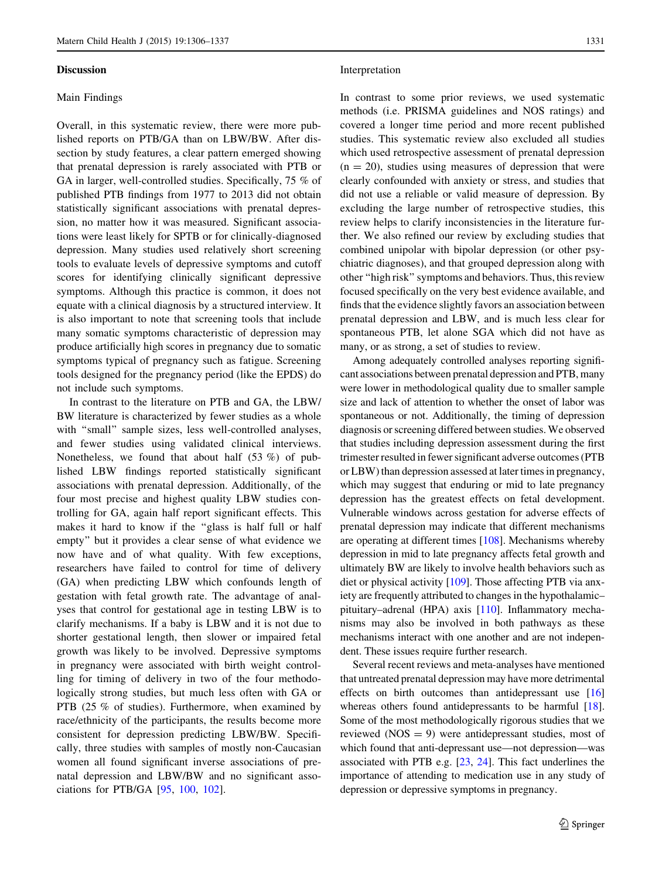## Discussion

### Main Findings

Overall, in this systematic review, there were more published reports on PTB/GA than on LBW/BW. After dissection by study features, a clear pattern emerged showing that prenatal depression is rarely associated with PTB or GA in larger, well-controlled studies. Specifically, 75 % of published PTB findings from 1977 to 2013 did not obtain statistically significant associations with prenatal depression, no matter how it was measured. Significant associations were least likely for SPTB or for clinically-diagnosed depression. Many studies used relatively short screening tools to evaluate levels of depressive symptoms and cutoff scores for identifying clinically significant depressive symptoms. Although this practice is common, it does not equate with a clinical diagnosis by a structured interview. It is also important to note that screening tools that include many somatic symptoms characteristic of depression may produce artificially high scores in pregnancy due to somatic symptoms typical of pregnancy such as fatigue. Screening tools designed for the pregnancy period (like the EPDS) do not include such symptoms.

In contrast to the literature on PTB and GA, the LBW/BW literature is characterized by fewer studies as a whole with "small" sample sizes, less well-controlled analyses, and fewer studies using validated clinical interviews. Nonetheless, we found that about half (53 %) of published LBW findings reported statistically significant associations with prenatal depression. Additionally, of the four most precise and highest quality LBW studies controlling for GA, again half report significant effects. This makes it hard to know if the "glass is half full or half empty" but it provides a clear sense of what evidence we now have and of what quality. With few exceptions, researchers have failed to control for time of delivery (GA) when predicting LBW which confounds length of gestation with fetal growth rate. The advantage of analyses that control for gestational age in testing LBW is to clarify mechanisms. If a baby is LBW and it is not due to shorter gestational length, then slower or impaired fetal growth was likely to be involved. Depressive symptoms in pregnancy were associated with birth weight controlling for timing of delivery in two of the four methodologically strong studies, but much less often with GA or PTB (25 % of studies). Furthermore, when examined by race/ethnicity of the participants, the results become more consistent for depression predicting LBW/BW. Specifically, three studies with samples of mostly non-Caucasian women all found significant inverse associations of prenatal depression and LBW/BW and no significant associations for PTB/GA [95, 100, 102].

### Interpretation

In contrast to some prior reviews, we used systematic methods (i.e. PRISMA guidelines and NOS ratings) and covered a longer time period and more recent published studies. This systematic review also excluded all studies which used retrospective assessment of prenatal depression (n = 20), studies using measures of depression that were clearly confounded with anxiety or stress, and studies that did not use a reliable or valid measure of depression. By excluding the large number of retrospective studies, this review helps to clarify inconsistencies in the literature further. We also refined our review by excluding studies that combined unipolar with bipolar depression (or other psychiatric diagnoses), and that grouped depression along with other "high risk" symptoms and behaviors. Thus, this review focused specifically on the very best evidence available, and finds that the evidence slightly favors an association between prenatal depression and LBW, and is much less clear for spontaneous PTB, let alone SGA which did not have as many, or as strong, a set of studies to review.

Among adequately controlled analyses reporting significant associations between prenatal depression and PTB, many were lower in methodological quality due to smaller sample size and lack of attention to whether the onset of labor was spontaneous or not. Additionally, the timing of depression diagnosis or screening differed between studies. We observed that studies including depression assessment during the first trimester resulted in fewer significant adverse outcomes (PTB or LBW) than depression assessed at later times in pregnancy, which may suggest that enduring or mid to late pregnancy depression has the greatest effects on fetal development. Vulnerable windows across gestation for adverse effects of prenatal depression may indicate that different mechanisms are operating at different times [108]. Mechanisms whereby depression in mid to late pregnancy affects fetal growth and ultimately BW are likely to involve health behaviors such as diet or physical activity [109]. Those affecting PTB via anxiety are frequently attributed to changes in the hypothalamic–pituitary–adrenal (HPA) axis [110]. Inflammatory mechanisms may also be involved in both pathways as these mechanisms interact with one another and are not independent. These issues require further research.

Several recent reviews and meta-analyses have mentioned that untreated prenatal depression may have more detrimental effects on birth outcomes than antidepressant use [16] whereas others found antidepressants to be harmful [18]. Some of the most methodologically rigorous studies that we reviewed (NOS = 9) were antidepressant studies, most of which found that anti-depressant use—not depression—was associated with PTB e.g. [23, 24]. This fact underlines the importance of attending to medication use in any study of depression or depressive symptoms in pregnancy.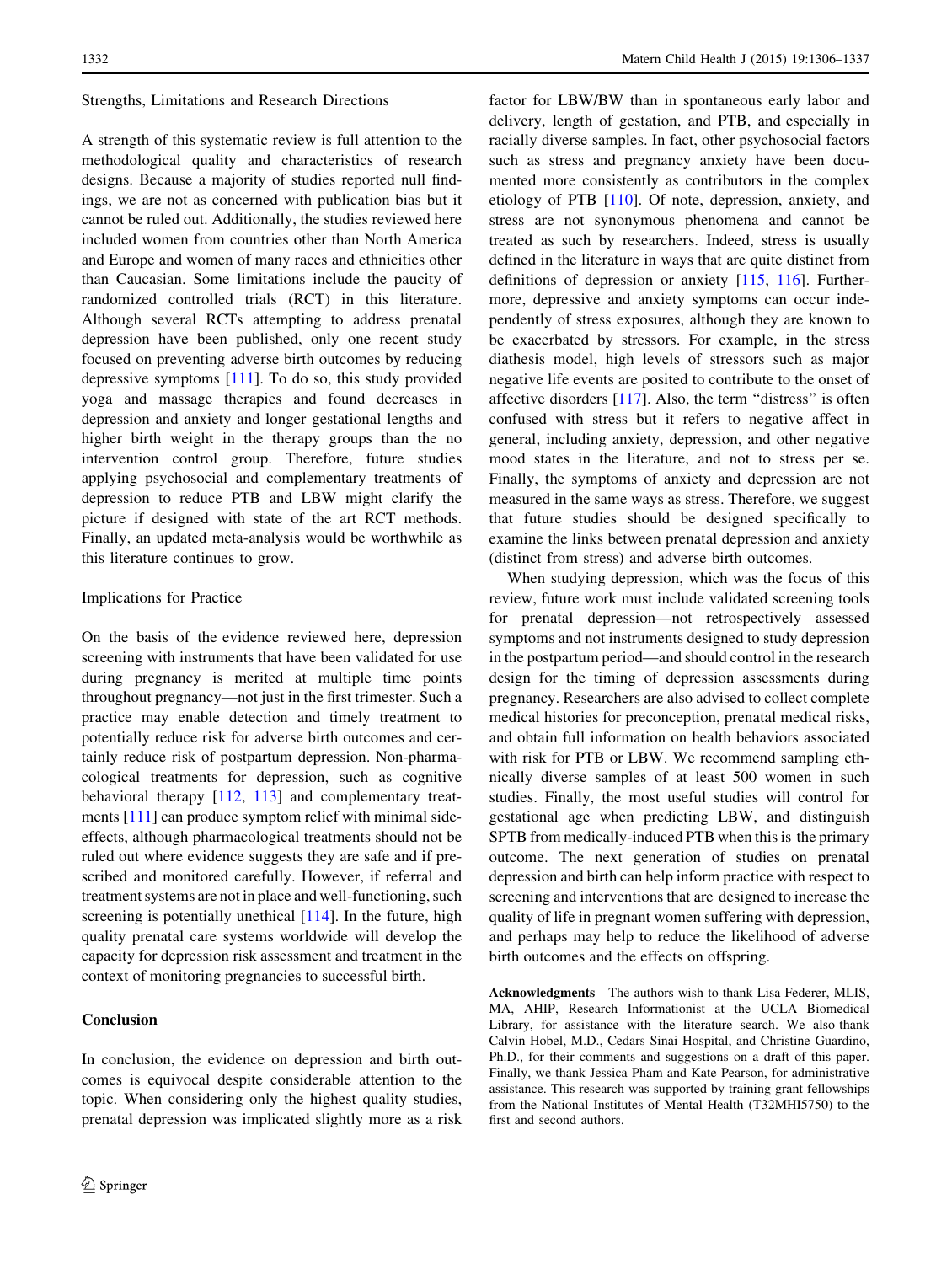### Strengths, Limitations and Research Directions

A strength of this systematic review is full attention to the methodological quality and characteristics of research designs. Because a majority of studies reported null findings, we are not as concerned with publication bias but it cannot be ruled out. Additionally, the studies reviewed here included women from countries other than North America and Europe and women of many races and ethnicities other than Caucasian. Some limitations include the paucity of randomized controlled trials (RCT) in this literature. Although several RCTs attempting to address prenatal depression have been published, only one recent study focused on preventing adverse birth outcomes by reducing depressive symptoms [111]. To do so, this study provided yoga and massage therapies and found decreases in depression and anxiety and longer gestational lengths and higher birth weight in the therapy groups than the no intervention control group. Therefore, future studies applying psychosocial and complementary treatments of depression to reduce PTB and LBW might clarify the picture if designed with state of the art RCT methods. Finally, an updated meta-analysis would be worthwhile as this literature continues to grow.

### Implications for Practice

On the basis of the evidence reviewed here, depression screening with instruments that have been validated for use during pregnancy is merited at multiple time points throughout pregnancy—not just in the first trimester. Such a practice may enable detection and timely treatment to potentially reduce risk for adverse birth outcomes and certainly reduce risk of postpartum depression. Non-pharmacological treatments for depression, such as cognitive behavioral therapy [112, 113] and complementary treatments [111] can produce symptom relief with minimal side-effects, although pharmacological treatments should not be ruled out where evidence suggests they are safe and if prescribed and monitored carefully. However, if referral and treatment systems are not in place and well-functioning, such screening is potentially unethical [114]. In the future, high quality prenatal care systems worldwide will develop the capacity for depression risk assessment and treatment in the context of monitoring pregnancies to successful birth.

## Conclusion

In conclusion, the evidence on depression and birth outcomes is equivocal despite considerable attention to the topic. When considering only the highest quality studies, prenatal depression was implicated slightly more as a risk factor for LBW/BW than in spontaneous early labor and delivery, length of gestation, and PTB, and especially in racially diverse samples. In fact, other psychosocial factors such as stress and pregnancy anxiety have been documented more consistently as contributors in the complex etiology of PTB [110]. Of note, depression, anxiety, and stress are not synonymous phenomena and cannot be treated as such by researchers. Indeed, stress is usually defined in the literature in ways that are quite distinct from definitions of depression or anxiety [115, 116]. Furthermore, depressive and anxiety symptoms can occur independently of stress exposures, although they are known to be exacerbated by stressors. For example, in the stress diathesis model, high levels of stressors such as major negative life events are posited to contribute to the onset of affective disorders [117]. Also, the term "distress" is often confused with stress but it refers to negative affect in general, including anxiety, depression, and other negative mood states in the literature, and not to stress per se. Finally, the symptoms of anxiety and depression are not measured in the same ways as stress. Therefore, we suggest that future studies should be designed specifically to examine the links between prenatal depression and anxiety (distinct from stress) and adverse birth outcomes.

When studying depression, which was the focus of this review, future work must include validated screening tools for prenatal depression—not retrospectively assessed symptoms and not instruments designed to study depression in the postpartum period—and should control in the research design for the timing of depression assessments during pregnancy. Researchers are also advised to collect complete medical histories for preconception, prenatal medical risks, and obtain full information on health behaviors associated with risk for PTB or LBW. We recommend sampling ethnically diverse samples of at least 500 women in such studies. Finally, the most useful studies will control for gestational age when predicting LBW, and distinguish SPTB from medically-induced PTB when this is the primary outcome. The next generation of studies on prenatal depression and birth can help inform practice with respect to screening and interventions that are designed to increase the quality of life in pregnant women suffering with depression, and perhaps may help to reduce the likelihood of adverse birth outcomes and the effects on offspring.

**Acknowledgments** The authors wish to thank Lisa Federer, MLIS, MA, AHIP, Research Informationist at the UCLA Biomedical Library, for assistance with the literature search. We also thank Calvin Hobel, M.D., Cedars Sinai Hospital, and Christine Guardino, Ph.D., for their comments and suggestions on a draft of this paper. Finally, we thank Jessica Pham and Kate Pearson, for administrative assistance. This research was supported by training grant fellowships from the National Institutes of Mental Health (T32MHI5750) to the first and second authors.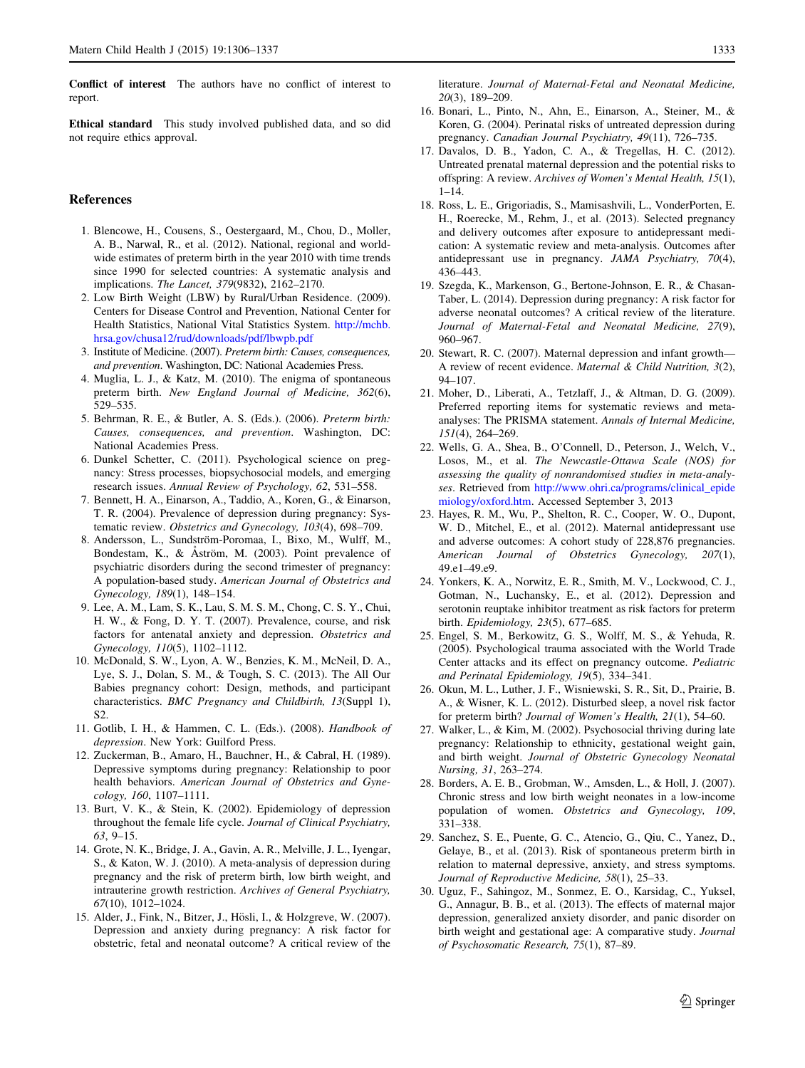**Conflict of interest** The authors have no conflict of interest to report.

**Ethical standard** This study involved published data, and so did not require ethics approval.

## References

1. Blencowe, H., Cousens, S., Oestergaard, M., Chou, D., Moller, A. B., Narwal, R., et al. (2012). National, regional and worldwide estimates of preterm birth in the year 2010 with time trends since 1990 for selected countries: A systematic analysis and implications. *The Lancet, 379*(9832), 2162–2170.
2. Low Birth Weight (LBW) by Rural/Urban Residence. (2009). Centers for Disease Control and Prevention, National Center for Health Statistics, National Vital Statistics System. http://mchb.hrsa.gov/chusa12/rud/downloads/pdf/lbwpb.pdf
3. Institute of Medicine. (2007). *Preterm birth: Causes, consequences, and prevention*. Washington, DC: National Academies Press.
4. Muglia, L. J., & Katz, M. (2010). The enigma of spontaneous preterm birth. *New England Journal of Medicine, 362*(6), 529–535.
5. Behrman, R. E., & Butler, A. S. (Eds.). (2006). *Preterm birth: Causes, consequences, and prevention*. Washington, DC: National Academies Press.
6. Dunkel Schetter, C. (2011). Psychological science on pregnancy: Stress processes, biopsychosocial models, and emerging research issues. *Annual Review of Psychology, 62*, 531–558.
7. Bennett, H. A., Einarson, A., Taddio, A., Koren, G., & Einarson, T. R. (2004). Prevalence of depression during pregnancy: Systematic review. *Obstetrics and Gynecology, 103*(4), 698–709.
8. Andersson, L., Sundström-Poromaa, I., Bixo, M., Wulff, M., Bondestam, K., & Åström, M. (2003). Point prevalence of psychiatric disorders during the second trimester of pregnancy: A population-based study. *American Journal of Obstetrics and Gynecology, 189*(1), 148–154.
9. Lee, A. M., Lam, S. K., Lau, S. M. S. M., Chong, C. S. Y., Chui, H. W., & Fong, D. Y. T. (2007). Prevalence, course, and risk factors for antenatal anxiety and depression. *Obstetrics and Gynecology, 110*(5), 1102–1112.
10. McDonald, S. W., Lyon, A. W., Benzies, K. M., McNeil, D. A., Lye, S. J., Dolan, S. M., & Tough, S. C. (2013). The All Our Babies pregnancy cohort: Design, methods, and participant characteristics. *BMC Pregnancy and Childbirth, 13*(Suppl 1), S2.
11. Gotlib, I. H., & Hammen, C. L. (Eds.). (2008). *Handbook of depression*. New York: Guilford Press.
12. Zuckerman, B., Amaro, H., Bauchner, H., & Cabral, H. (1989). Depressive symptoms during pregnancy: Relationship to poor health behaviors. *American Journal of Obstetrics and Gynecology, 160*, 1107–1111.
13. Burt, V. K., & Stein, K. (2002). Epidemiology of depression throughout the female life cycle. *Journal of Clinical Psychiatry, 63*, 9–15.
14. Grote, N. K., Bridge, J. A., Gavin, A. R., Melville, J. L., Iyengar, S., & Katon, W. J. (2010). A meta-analysis of depression during pregnancy and the risk of preterm birth, low birth weight, and intrauterine growth restriction. *Archives of General Psychiatry, 67*(10), 1012–1024.
15. Alder, J., Fink, N., Bitzer, J., Hösli, I., & Holzgreve, W. (2007). Depression and anxiety during pregnancy: A risk factor for obstetric, fetal and neonatal outcome? A critical review of the literature. *Journal of Maternal-Fetal and Neonatal Medicine, 20*(3), 189–209.
16. Bonari, L., Pinto, N., Ahn, E., Einarson, A., Steiner, M., & Koren, G. (2004). Perinatal risks of untreated depression during pregnancy. *Canadian Journal Psychiatry, 49*(11), 726–735.
17. Davalos, D. B., Yadon, C. A., & Tregellas, H. C. (2012). Untreated prenatal maternal depression and the potential risks to offspring: A review. *Archives of Women's Mental Health, 15*(1), 1–14.
18. Ross, L. E., Grigoriadis, S., Mamisashvili, L., VonderPorten, E. H., Roerecke, M., Rehm, J., et al. (2013). Selected pregnancy and delivery outcomes after exposure to antidepressant medication: A systematic review and meta-analysis. Outcomes after antidepressant use in pregnancy. *JAMA Psychiatry, 70*(4), 436–443.
19. Szegda, K., Markenson, G., Bertone-Johnson, E. R., & Chasan-Taber, L. (2014). Depression during pregnancy: A risk factor for adverse neonatal outcomes? A critical review of the literature. *Journal of Maternal-Fetal and Neonatal Medicine, 27*(9), 960–967.
20. Stewart, R. C. (2007). Maternal depression and infant growth—A review of recent evidence. *Maternal & Child Nutrition, 3*(2), 94–107.
21. Moher, D., Liberati, A., Tetzlaff, J., & Altman, D. G. (2009). Preferred reporting items for systematic reviews and meta-analyses: The PRISMA statement. *Annals of Internal Medicine, 151*(4), 264–269.
22. Wells, G. A., Shea, B., O'Connell, D., Peterson, J., Welch, V., Losos, M., et al. *The Newcastle-Ottawa Scale (NOS) for assessing the quality of nonrandomised studies in meta-analyses*. Retrieved from http://www.ohri.ca/programs/clinical_epidemiology/oxford.htm. Accessed September 3, 2013
23. Hayes, R. M., Wu, P., Shelton, R. C., Cooper, W. O., Dupont, W. D., Mitchel, E., et al. (2012). Maternal antidepressant use and adverse outcomes: A cohort study of 228,876 pregnancies. *American Journal of Obstetrics Gynecology, 207*(1), 49.e1–49.e9.
24. Yonkers, K. A., Norwitz, E. R., Smith, M. V., Lockwood, C. J., Gotman, N., Luchansky, E., et al. (2012). Depression and serotonin reuptake inhibitor treatment as risk factors for preterm birth. *Epidemiology, 23*(5), 677–685.
25. Engel, S. M., Berkowitz, G. S., Wolff, M. S., & Yehuda, R. (2005). Psychological trauma associated with the World Trade Center attacks and its effect on pregnancy outcome. *Pediatric and Perinatal Epidemiology, 19*(5), 334–341.
26. Okun, M. L., Luther, J. F., Wisniewski, S. R., Sit, D., Prairie, B. A., & Wisner, K. L. (2012). Disturbed sleep, a novel risk factor for preterm birth? *Journal of Women's Health, 21*(1), 54–60.
27. Walker, L., & Kim, M. (2002). Psychosocial thriving during late pregnancy: Relationship to ethnicity, gestational weight gain, and birth weight. *Journal of Obstetric Gynecology Neonatal Nursing, 31*, 263–274.
28. Borders, A. E. B., Grobman, W., Amsden, L., & Holl, J. (2007). Chronic stress and low birth weight neonates in a low-income population of women. *Obstetrics and Gynecology, 109*, 331–338.
29. Sanchez, S. E., Puente, G. C., Atencio, G., Qiu, C., Yanez, D., Gelaye, B., et al. (2013). Risk of spontaneous preterm birth in relation to maternal depressive, anxiety, and stress symptoms. *Journal of Reproductive Medicine, 58*(1), 25–33.
30. Uguz, F., Sahingoz, M., Sonmez, E. O., Karsidag, C., Yuksel, G., Annagur, B. B., et al. (2013). The effects of maternal major depression, generalized anxiety disorder, and panic disorder on birth weight and gestational age: A comparative study. *Journal of Psychosomatic Research, 75*(1), 87–89.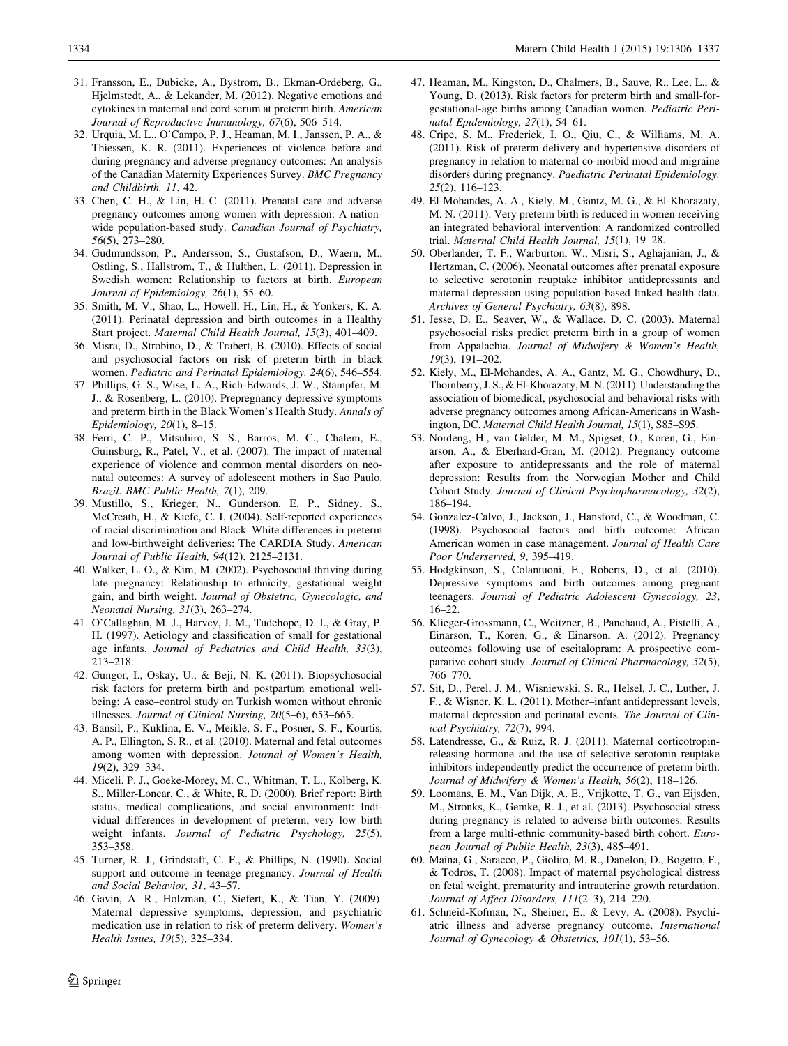31. Fransson, E., Dubicke, A., Bystrom, B., Ekman-Ordeberg, G., Hjelmstedt, A., & Lekander, M. (2012). Negative emotions and cytokines in maternal and cord serum at preterm birth. *American Journal of Reproductive Immunology, 67*(6), 506–514.
32. Urquia, M. L., O'Campo, P. J., Heaman, M. I., Janssen, P. A., & Thiessen, K. R. (2011). Experiences of violence before and during pregnancy and adverse pregnancy outcomes: An analysis of the Canadian Maternity Experiences Survey. *BMC Pregnancy and Childbirth, 11*, 42.
33. Chen, C. H., & Lin, H. C. (2011). Prenatal care and adverse pregnancy outcomes among women with depression: A nationwide population-based study. *Canadian Journal of Psychiatry, 56*(5), 273–280.
34. Gudmundsson, P., Andersson, S., Gustafson, D., Waern, M., Ostling, S., Hallstrom, T., & Hulthen, L. (2011). Depression in Swedish women: Relationship to factors at birth. *European Journal of Epidemiology, 26*(1), 55–60.
35. Smith, M. V., Shao, L., Howell, H., Lin, H., & Yonkers, K. A. (2011). Perinatal depression and birth outcomes in a Healthy Start project. *Maternal Child Health Journal, 15*(3), 401–409.
36. Misra, D., Strobino, D., & Trabert, B. (2010). Effects of social and psychosocial factors on risk of preterm birth in black women. *Pediatric and Perinatal Epidemiology, 24*(6), 546–554.
37. Phillips, G. S., Wise, L. A., Rich-Edwards, J. W., Stampfer, M. J., & Rosenberg, L. (2010). Prepregnancy depressive symptoms and preterm birth in the Black Women's Health Study. *Annals of Epidemiology, 20*(1), 8–15.
38. Ferri, C. P., Mitsuhiro, S. S., Barros, M. C., Chalem, E., Guinsburg, R., Patel, V., et al. (2007). The impact of maternal experience of violence and common mental disorders on neonatal outcomes: A survey of adolescent mothers in Sao Paulo. *Brazil. BMC Public Health, 7*(1), 209.
39. Mustillo, S., Krieger, N., Gunderson, E. P., Sidney, S., McCreath, H., & Kiefe, C. I. (2004). Self-reported experiences of racial discrimination and Black–White differences in preterm and low-birthweight deliveries: The CARDIA Study. *American Journal of Public Health, 94*(12), 2125–2131.
40. Walker, L. O., & Kim, M. (2002). Psychosocial thriving during late pregnancy: Relationship to ethnicity, gestational weight gain, and birth weight. *Journal of Obstetric, Gynecologic, and Neonatal Nursing, 31*(3), 263–274.
41. O'Callaghan, M. J., Harvey, J. M., Tudehope, D. I., & Gray, P. H. (1997). Aetiology and classification of small for gestational age infants. *Journal of Pediatrics and Child Health, 33*(3), 213–218.
42. Gungor, I., Oskay, U., & Beji, N. K. (2011). Biopsychosocial risk factors for preterm birth and postpartum emotional wellbeing: A case–control study on Turkish women without chronic illnesses. *Journal of Clinical Nursing, 20*(5–6), 653–665.
43. Bansil, P., Kuklina, E. V., Meikle, S. F., Posner, S. F., Kourtis, A. P., Ellington, S. R., et al. (2010). Maternal and fetal outcomes among women with depression. *Journal of Women's Health, 19*(2), 329–334.
44. Miceli, P. J., Goeke-Morey, M. C., Whitman, T. L., Kolberg, K. S., Miller-Loncar, C., & White, R. D. (2000). Brief report: Birth status, medical complications, and social environment: Individual differences in development of preterm, very low birth weight infants. *Journal of Pediatric Psychology, 25*(5), 353–358.
45. Turner, R. J., Grindstaff, C. F., & Phillips, N. (1990). Social support and outcome in teenage pregnancy. *Journal of Health and Social Behavior, 31*, 43–57.
46. Gavin, A. R., Holzman, C., Siefert, K., & Tian, Y. (2009). Maternal depressive symptoms, depression, and psychiatric medication use in relation to risk of preterm delivery. *Women's Health Issues, 19*(5), 325–334.
47. Heaman, M., Kingston, D., Chalmers, B., Sauve, R., Lee, L., & Young, D. (2013). Risk factors for preterm birth and small-for-gestational-age births among Canadian women. *Pediatric Perinatal Epidemiology, 27*(1), 54–61.
48. Cripe, S. M., Frederick, I. O., Qiu, C., & Williams, M. A. (2011). Risk of preterm delivery and hypertensive disorders of pregnancy in relation to maternal co-morbid mood and migraine disorders during pregnancy. *Paediatric Perinatal Epidemiology, 25*(2), 116–123.
49. El-Mohandes, A. A., Kiely, M., Gantz, M. G., & El-Khorazaty, M. N. (2011). Very preterm birth is reduced in women receiving an integrated behavioral intervention: A randomized controlled trial. *Maternal Child Health Journal, 15*(1), 19–28.
50. Oberlander, T. F., Warburton, W., Misri, S., Aghajanian, J., & Hertzman, C. (2006). Neonatal outcomes after prenatal exposure to selective serotonin reuptake inhibitor antidepressants and maternal depression using population-based linked health data. *Archives of General Psychiatry, 63*(8), 898.
51. Jesse, D. E., Seaver, W., & Wallace, D. C. (2003). Maternal psychosocial risks predict preterm birth in a group of women from Appalachia. *Journal of Midwifery & Women's Health, 19*(3), 191–202.
52. Kiely, M., El-Mohandes, A. A., Gantz, M. G., Chowdhury, D., Thornberry, J. S., & El-Khorazaty, M. N. (2011). Understanding the association of biomedical, psychosocial and behavioral risks with adverse pregnancy outcomes among African-Americans in Washington, DC. *Maternal Child Health Journal, 15*(1), S85–S95.
53. Nordeng, H., van Gelder, M. M., Spigset, O., Koren, G., Einarson, A., & Eberhard-Gran, M. (2012). Pregnancy outcome after exposure to antidepressants and the role of maternal depression: Results from the Norwegian Mother and Child Cohort Study. *Journal of Clinical Psychopharmacology, 32*(2), 186–194.
54. Gonzalez-Calvo, J., Jackson, J., Hansford, C., & Woodman, C. (1998). Psychosocial factors and birth outcome: African American women in case management. *Journal of Health Care Poor Underserved, 9*, 395–419.
55. Hodgkinson, S., Colantuoni, E., Roberts, D., et al. (2010). Depressive symptoms and birth outcomes among pregnant teenagers. *Journal of Pediatric Adolescent Gynecology, 23*, 16–22.
56. Klieger-Grossmann, C., Weitzner, B., Panchaud, A., Pistelli, A., Einarson, T., Koren, G., & Einarson, A. (2012). Pregnancy outcomes following use of escitalopram: A prospective comparative cohort study. *Journal of Clinical Pharmacology, 52*(5), 766–770.
57. Sit, D., Perel, J. M., Wisniewski, S. R., Helsel, J. C., Luther, J. F., & Wisner, K. L. (2011). Mother–infant antidepressant levels, maternal depression and perinatal events. *The Journal of Clinical Psychiatry, 72*(7), 994.
58. Latendresse, G., & Ruiz, R. J. (2011). Maternal corticotropin-releasing hormone and the use of selective serotonin reuptake inhibitors independently predict the occurrence of preterm birth. *Journal of Midwifery & Women's Health, 56*(2), 118–126.
59. Loomans, E. M., Van Dijk, A. E., Vrijkotte, T. G., van Eijsden, M., Stronks, K., Gemke, R. J., et al. (2013). Psychosocial stress during pregnancy is related to adverse birth outcomes: Results from a large multi-ethnic community-based birth cohort. *European Journal of Public Health, 23*(3), 485–491.
60. Maina, G., Saracco, P., Giolito, M. R., Danelon, D., Bogetto, F., & Todros, T. (2008). Impact of maternal psychological distress on fetal weight, prematurity and intrauterine growth retardation. *Journal of Affect Disorders, 111*(2–3), 214–220.
61. Schneid-Kofman, N., Sheiner, E., & Levy, A. (2008). Psychiatric illness and adverse pregnancy outcome. *International Journal of Gynecology & Obstetrics, 101*(1), 53–56.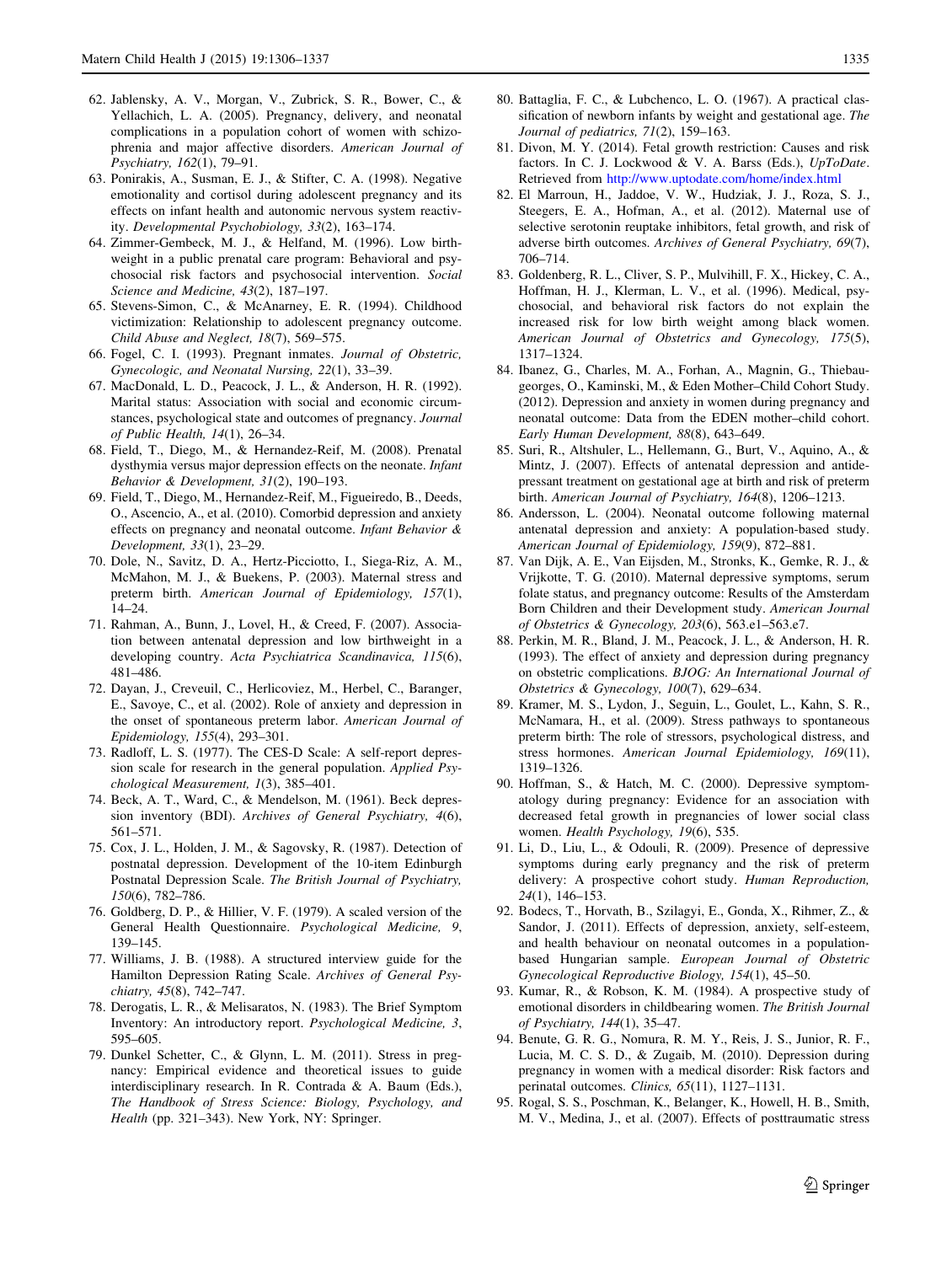62. Jablensky, A. V., Morgan, V., Zubrick, S. R., Bower, C., & Yellachich, L. A. (2005). Pregnancy, delivery, and neonatal complications in a population cohort of women with schizophrenia and major affective disorders. *American Journal of Psychiatry, 162*(1), 79–91.
63. Ponirakis, A., Susman, E. J., & Stifter, C. A. (1998). Negative emotionality and cortisol during adolescent pregnancy and its effects on infant health and autonomic nervous system reactivity. *Developmental Psychobiology, 33*(2), 163–174.
64. Zimmer-Gembeck, M. J., & Helfand, M. (1996). Low birthweight in a public prenatal care program: Behavioral and psychosocial risk factors and psychosocial intervention. *Social Science and Medicine, 43*(2), 187–197.
65. Stevens-Simon, C., & McAnarney, E. R. (1994). Childhood victimization: Relationship to adolescent pregnancy outcome. *Child Abuse and Neglect, 18*(7), 569–575.
66. Fogel, C. I. (1993). Pregnant inmates. *Journal of Obstetric, Gynecologic, and Neonatal Nursing, 22*(1), 33–39.
67. MacDonald, L. D., Peacock, J. L., & Anderson, H. R. (1992). Marital status: Association with social and economic circumstances, psychological state and outcomes of pregnancy. *Journal of Public Health, 14*(1), 26–34.
68. Field, T., Diego, M., & Hernandez-Reif, M. (2008). Prenatal dysthymia versus major depression effects on the neonate. *Infant Behavior & Development, 31*(2), 190–193.
69. Field, T., Diego, M., Hernandez-Reif, M., Figueiredo, B., Deeds, O., Ascencio, A., et al. (2010). Comorbid depression and anxiety effects on pregnancy and neonatal outcome. *Infant Behavior & Development, 33*(1), 23–29.
70. Dole, N., Savitz, D. A., Hertz-Picciotto, I., Siega-Riz, A. M., McMahon, M. J., & Buekens, P. (2003). Maternal stress and preterm birth. *American Journal of Epidemiology, 157*(1), 14–24.
71. Rahman, A., Bunn, J., Lovel, H., & Creed, F. (2007). Association between antenatal depression and low birthweight in a developing country. *Acta Psychiatrica Scandinavica, 115*(6), 481–486.
72. Dayan, J., Creveuil, C., Herlicoviez, M., Herbel, C., Baranger, E., Savoye, C., et al. (2002). Role of anxiety and depression in the onset of spontaneous preterm labor. *American Journal of Epidemiology, 155*(4), 293–301.
73. Radloff, L. S. (1977). The CES-D Scale: A self-report depression scale for research in the general population. *Applied Psychological Measurement, 1*(3), 385–401.
74. Beck, A. T., Ward, C., & Mendelson, M. (1961). Beck depression inventory (BDI). *Archives of General Psychiatry, 4*(6), 561–571.
75. Cox, J. L., Holden, J. M., & Sagovsky, R. (1987). Detection of postnatal depression. Development of the 10-item Edinburgh Postnatal Depression Scale. *The British Journal of Psychiatry, 150*(6), 782–786.
76. Goldberg, D. P., & Hillier, V. F. (1979). A scaled version of the General Health Questionnaire. *Psychological Medicine, 9*, 139–145.
77. Williams, J. B. (1988). A structured interview guide for the Hamilton Depression Rating Scale. *Archives of General Psychiatry, 45*(8), 742–747.
78. Derogatis, L. R., & Melisaratos, N. (1983). The Brief Symptom Inventory: An introductory report. *Psychological Medicine, 3*, 595–605.
79. Dunkel Schetter, C., & Glynn, L. M. (2011). Stress in pregnancy: Empirical evidence and theoretical issues to guide interdisciplinary research. In R. Contrada & A. Baum (Eds.), *The Handbook of Stress Science: Biology, Psychology, and Health* (pp. 321–343). New York, NY: Springer.
80. Battaglia, F. C., & Lubchenco, L. O. (1967). A practical classification of newborn infants by weight and gestational age. *The Journal of pediatrics, 71*(2), 159–163.
81. Divon, M. Y. (2014). Fetal growth restriction: Causes and risk factors. In C. J. Lockwood & V. A. Barss (Eds.), *UpToDate*. Retrieved from http://www.uptodate.com/home/index.html
82. El Marroun, H., Jaddoe, V. W., Hudziak, J. J., Roza, S. J., Steegers, E. A., Hofman, A., et al. (2012). Maternal use of selective serotonin reuptake inhibitors, fetal growth, and risk of adverse birth outcomes. *Archives of General Psychiatry, 69*(7), 706–714.
83. Goldenberg, R. L., Cliver, S. P., Mulvihill, F. X., Hickey, C. A., Hoffman, H. J., Klerman, L. V., et al. (1996). Medical, psychosocial, and behavioral risk factors do not explain the increased risk for low birth weight among black women. *American Journal of Obstetrics and Gynecology, 175*(5), 1317–1324.
84. Ibanez, G., Charles, M. A., Forhan, A., Magnin, G., Thiebaugeorges, O., Kaminski, M., & Eden Mother–Child Cohort Study. (2012). Depression and anxiety in women during pregnancy and neonatal outcome: Data from the EDEN mother–child cohort. *Early Human Development, 88*(8), 643–649.
85. Suri, R., Altshuler, L., Hellemann, G., Burt, V., Aquino, A., & Mintz, J. (2007). Effects of antenatal depression and antidepressant treatment on gestational age at birth and risk of preterm birth. *American Journal of Psychiatry, 164*(8), 1206–1213.
86. Andersson, L. (2004). Neonatal outcome following maternal antenatal depression and anxiety: A population-based study. *American Journal of Epidemiology, 159*(9), 872–881.
87. Van Dijk, A. E., Van Eijsden, M., Stronks, K., Gemke, R. J., & Vrijkotte, T. G. (2010). Maternal depressive symptoms, serum folate status, and pregnancy outcome: Results of the Amsterdam Born Children and their Development study. *American Journal of Obstetrics & Gynecology, 203*(6), 563.e1–563.e7.
88. Perkin, M. R., Bland, J. M., Peacock, J. L., & Anderson, H. R. (1993). The effect of anxiety and depression during pregnancy on obstetric complications. *BJOG: An International Journal of Obstetrics & Gynecology, 100*(7), 629–634.
89. Kramer, M. S., Lydon, J., Seguin, L., Goulet, L., Kahn, S. R., McNamara, H., et al. (2009). Stress pathways to spontaneous preterm birth: The role of stressors, psychological distress, and stress hormones. *American Journal Epidemiology, 169*(11), 1319–1326.
90. Hoffman, S., & Hatch, M. C. (2000). Depressive symptomatology during pregnancy: Evidence for an association with decreased fetal growth in pregnancies of lower social class women. *Health Psychology, 19*(6), 535.
91. Li, D., Liu, L., & Odouli, R. (2009). Presence of depressive symptoms during early pregnancy and the risk of preterm delivery: A prospective cohort study. *Human Reproduction, 24*(1), 146–153.
92. Bodecs, T., Horvath, B., Szilagyi, E., Gonda, X., Rihmer, Z., & Sandor, J. (2011). Effects of depression, anxiety, self-esteem, and health behaviour on neonatal outcomes in a population-based Hungarian sample. *European Journal of Obstetric Gynecological Reproductive Biology, 154*(1), 45–50.
93. Kumar, R., & Robson, K. M. (1984). A prospective study of emotional disorders in childbearing women. *The British Journal of Psychiatry, 144*(1), 35–47.
94. Benute, G. R. G., Nomura, R. M. Y., Reis, J. S., Junior, R. F., Lucia, M. C. S. D., & Zugaib, M. (2010). Depression during pregnancy in women with a medical disorder: Risk factors and perinatal outcomes. *Clinics, 65*(11), 1127–1131.
95. Rogal, S. S., Poschman, K., Belanger, K., Howell, H. B., Smith, M. V., Medina, J., et al. (2007). Effects of posttraumatic stress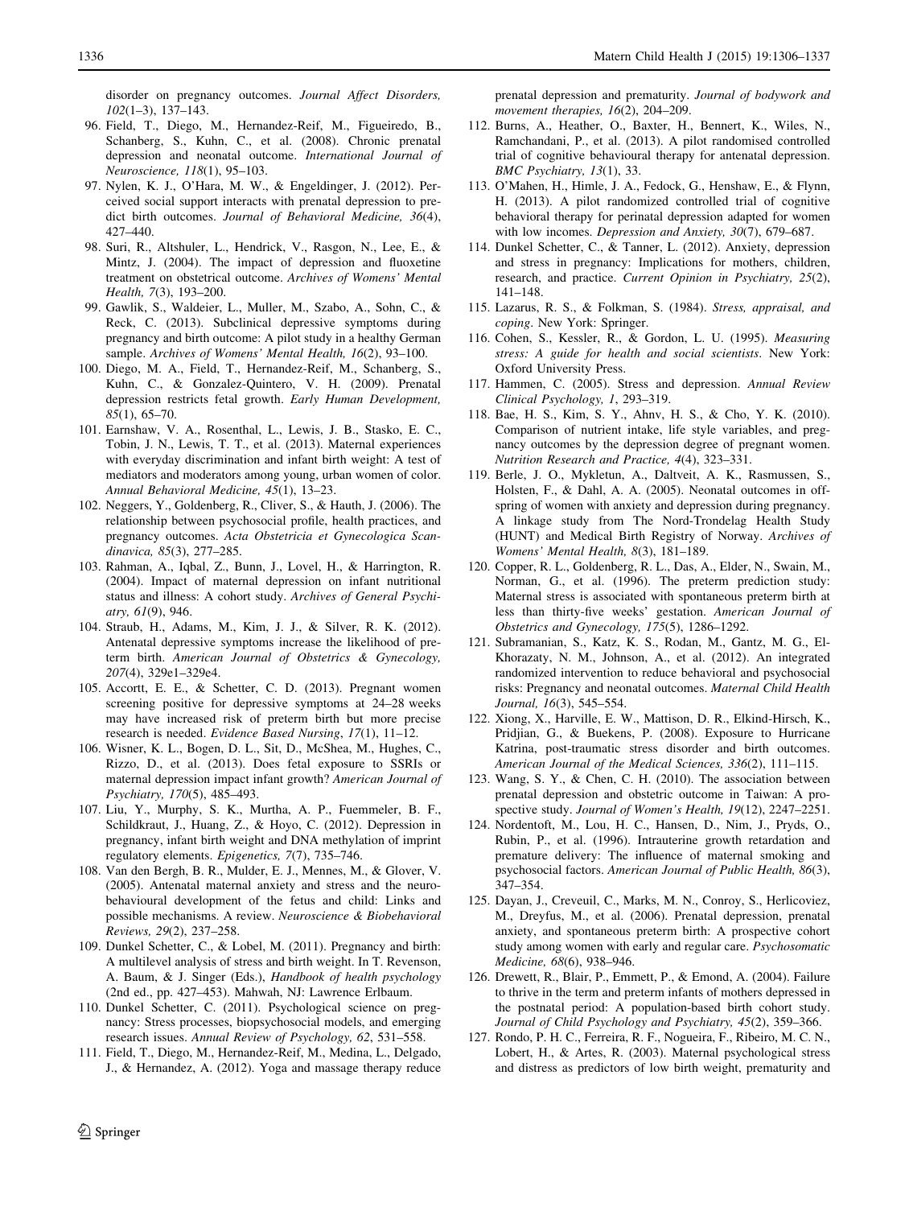disorder on pregnancy outcomes. *Journal Affect Disorders, 102*(1–3), 137–143.

96. Field, T., Diego, M., Hernandez-Reif, M., Figueiredo, B., Schanberg, S., Kuhn, C., et al. (2008). Chronic prenatal depression and neonatal outcome. *International Journal of Neuroscience, 118*(1), 95–103.
97. Nylen, K. J., O'Hara, M. W., & Engeldinger, J. (2012). Perceived social support interacts with prenatal depression to predict birth outcomes. *Journal of Behavioral Medicine, 36*(4), 427–440.
98. Suri, R., Altshuler, L., Hendrick, V., Rasgon, N., Lee, E., & Mintz, J. (2004). The impact of depression and fluoxetine treatment on obstetrical outcome. *Archives of Womens' Mental Health, 7*(3), 193–200.
99. Gawlik, S., Waldeier, L., Muller, M., Szabo, A., Sohn, C., & Reck, C. (2013). Subclinical depressive symptoms during pregnancy and birth outcome: A pilot study in a healthy German sample. *Archives of Womens' Mental Health, 16*(2), 93–100.
100. Diego, M. A., Field, T., Hernandez-Reif, M., Schanberg, S., Kuhn, C., & Gonzalez-Quintero, V. H. (2009). Prenatal depression restricts fetal growth. *Early Human Development, 85*(1), 65–70.
101. Earnshaw, V. A., Rosenthal, L., Lewis, J. B., Stasko, E. C., Tobin, J. N., Lewis, T. T., et al. (2013). Maternal experiences with everyday discrimination and infant birth weight: A test of mediators and moderators among young, urban women of color. *Annual Behavioral Medicine, 45*(1), 13–23.
102. Neggers, Y., Goldenberg, R., Cliver, S., & Hauth, J. (2006). The relationship between psychosocial profile, health practices, and pregnancy outcomes. *Acta Obstetricia et Gynecologica Scandinavica, 85*(3), 277–285.
103. Rahman, A., Iqbal, Z., Bunn, J., Lovel, H., & Harrington, R. (2004). Impact of maternal depression on infant nutritional status and illness: A cohort study. *Archives of General Psychiatry, 61*(9), 946.
104. Straub, H., Adams, M., Kim, J. J., & Silver, R. K. (2012). Antenatal depressive symptoms increase the likelihood of preterm birth. *American Journal of Obstetrics & Gynecology, 207*(4), 329e1–329e4.
105. Accortt, E. E., & Schetter, C. D. (2013). Pregnant women screening positive for depressive symptoms at 24–28 weeks may have increased risk of preterm birth but more precise research is needed. *Evidence Based Nursing*, *17*(1), 11–12.
106. Wisner, K. L., Bogen, D. L., Sit, D., McShea, M., Hughes, C., Rizzo, D., et al. (2013). Does fetal exposure to SSRIs or maternal depression impact infant growth? *American Journal of Psychiatry, 170*(5), 485–493.
107. Liu, Y., Murphy, S. K., Murtha, A. P., Fuemmeler, B. F., Schildkraut, J., Huang, Z., & Hoyo, C. (2012). Depression in pregnancy, infant birth weight and DNA methylation of imprint regulatory elements. *Epigenetics, 7*(7), 735–746.
108. Van den Bergh, B. R., Mulder, E. J., Mennes, M., & Glover, V. (2005). Antenatal maternal anxiety and stress and the neurobehavioural development of the fetus and child: Links and possible mechanisms. A review. *Neuroscience & Biobehavioral Reviews, 29*(2), 237–258.
109. Dunkel Schetter, C., & Lobel, M. (2011). Pregnancy and birth: A multilevel analysis of stress and birth weight. In T. Revenson, A. Baum, & J. Singer (Eds.), *Handbook of health psychology* (2nd ed., pp. 427–453). Mahwah, NJ: Lawrence Erlbaum.
110. Dunkel Schetter, C. (2011). Psychological science on pregnancy: Stress processes, biopsychosocial models, and emerging research issues. *Annual Review of Psychology, 62*, 531–558.
111. Field, T., Diego, M., Hernandez-Reif, M., Medina, L., Delgado, J., & Hernandez, A. (2012). Yoga and massage therapy reduce prenatal depression and prematurity. *Journal of bodywork and movement therapies, 16*(2), 204–209.
112. Burns, A., Heather, O., Baxter, H., Bennert, K., Wiles, N., Ramchandani, P., et al. (2013). A pilot randomised controlled trial of cognitive behavioural therapy for antenatal depression. *BMC Psychiatry, 13*(1), 33.
113. O'Mahen, H., Himle, J. A., Fedock, G., Henshaw, E., & Flynn, H. (2013). A pilot randomized controlled trial of cognitive behavioral therapy for perinatal depression adapted for women with low incomes. *Depression and Anxiety, 30*(7), 679–687.
114. Dunkel Schetter, C., & Tanner, L. (2012). Anxiety, depression and stress in pregnancy: Implications for mothers, children, research, and practice. *Current Opinion in Psychiatry, 25*(2), 141–148.
115. Lazarus, R. S., & Folkman, S. (1984). *Stress, appraisal, and coping*. New York: Springer.
116. Cohen, S., Kessler, R., & Gordon, L. U. (1995). *Measuring stress: A guide for health and social scientists*. New York: Oxford University Press.
117. Hammen, C. (2005). Stress and depression. *Annual Review Clinical Psychology, 1*, 293–319.
118. Bae, H. S., Kim, S. Y., Ahnv, H. S., & Cho, Y. K. (2010). Comparison of nutrient intake, life style variables, and pregnancy outcomes by the depression degree of pregnant women. *Nutrition Research and Practice, 4*(4), 323–331.
119. Berle, J. O., Mykletun, A., Daltveit, A. K., Rasmussen, S., Holsten, F., & Dahl, A. A. (2005). Neonatal outcomes in offspring of women with anxiety and depression during pregnancy. A linkage study from The Nord-Trondelag Health Study (HUNT) and Medical Birth Registry of Norway. *Archives of Womens' Mental Health, 8*(3), 181–189.
120. Copper, R. L., Goldenberg, R. L., Das, A., Elder, N., Swain, M., Norman, G., et al. (1996). The preterm prediction study: Maternal stress is associated with spontaneous preterm birth at less than thirty-five weeks' gestation. *American Journal of Obstetrics and Gynecology, 175*(5), 1286–1292.
121. Subramanian, S., Katz, K. S., Rodan, M., Gantz, M. G., El-Khorazaty, N. M., Johnson, A., et al. (2012). An integrated randomized intervention to reduce behavioral and psychosocial risks: Pregnancy and neonatal outcomes. *Maternal Child Health Journal, 16*(3), 545–554.
122. Xiong, X., Harville, E. W., Mattison, D. R., Elkind-Hirsch, K., Pridjian, G., & Buekens, P. (2008). Exposure to Hurricane Katrina, post-traumatic stress disorder and birth outcomes. *American Journal of the Medical Sciences, 336*(2), 111–115.
123. Wang, S. Y., & Chen, C. H. (2010). The association between prenatal depression and obstetric outcome in Taiwan: A prospective study. *Journal of Women's Health, 19*(12), 2247–2251.
124. Nordentoft, M., Lou, H. C., Hansen, D., Nim, J., Pryds, O., Rubin, P., et al. (1996). Intrauterine growth retardation and premature delivery: The influence of maternal smoking and psychosocial factors. *American Journal of Public Health, 86*(3), 347–354.
125. Dayan, J., Creveuil, C., Marks, M. N., Conroy, S., Herlicoviez, M., Dreyfus, M., et al. (2006). Prenatal depression, prenatal anxiety, and spontaneous preterm birth: A prospective cohort study among women with early and regular care. *Psychosomatic Medicine, 68*(6), 938–946.
126. Drewett, R., Blair, P., Emmett, P., & Emond, A. (2004). Failure to thrive in the term and preterm infants of mothers depressed in the postnatal period: A population-based birth cohort study. *Journal of Child Psychology and Psychiatry, 45*(2), 359–366.
127. Rondo, P. H. C., Ferreira, R. F., Nogueira, F., Ribeiro, M. C. N., Lobert, H., & Artes, R. (2003). Maternal psychological stress and distress as predictors of low birth weight, prematurity and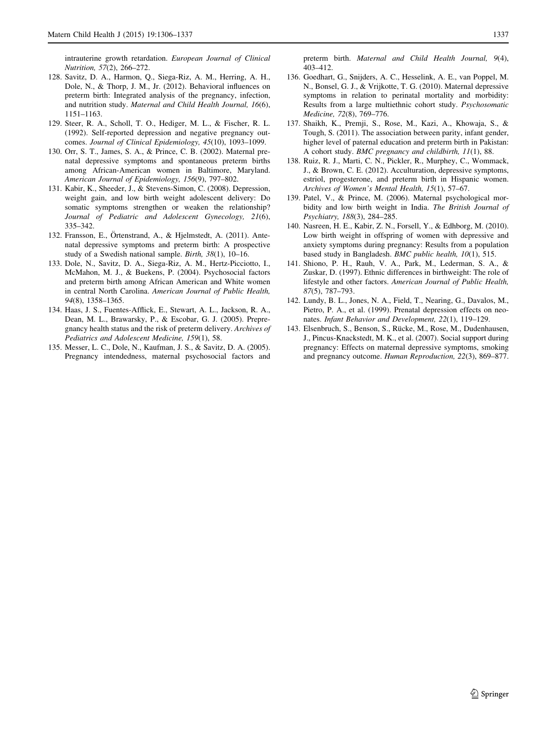intrauterine growth retardation. *European Journal of Clinical Nutrition, 57*(2), 266–272.

128. Savitz, D. A., Harmon, Q., Siega-Riz, A. M., Herring, A. H., Dole, N., & Thorp, J. M., Jr. (2012). Behavioral influences on preterm birth: Integrated analysis of the pregnancy, infection, and nutrition study. *Maternal and Child Health Journal, 16*(6), 1151–1163.
129. Steer, R. A., Scholl, T. O., Hediger, M. L., & Fischer, R. L. (1992). Self-reported depression and negative pregnancy outcomes. *Journal of Clinical Epidemiology, 45*(10), 1093–1099.
130. Orr, S. T., James, S. A., & Prince, C. B. (2002). Maternal prenatal depressive symptoms and spontaneous preterm births among African-American women in Baltimore, Maryland. *American Journal of Epidemiology, 156*(9), 797–802.
131. Kabir, K., Sheeder, J., & Stevens-Simon, C. (2008). Depression, weight gain, and low birth weight adolescent delivery: Do somatic symptoms strengthen or weaken the relationship? *Journal of Pediatric and Adolescent Gynecology, 21*(6), 335–342.
132. Fransson, E., Örtenstrand, A., & Hjelmstedt, A. (2011). Antenatal depressive symptoms and preterm birth: A prospective study of a Swedish national sample. *Birth, 38*(1), 10–16.
133. Dole, N., Savitz, D. A., Siega-Riz, A. M., Hertz-Picciotto, I., McMahon, M. J., & Buekens, P. (2004). Psychosocial factors and preterm birth among African American and White women in central North Carolina. *American Journal of Public Health, 94*(8), 1358–1365.
134. Haas, J. S., Fuentes-Afflick, E., Stewart, A. L., Jackson, R. A., Dean, M. L., Brawarsky, P., & Escobar, G. J. (2005). Prepregnancy health status and the risk of preterm delivery. *Archives of Pediatrics and Adolescent Medicine, 159*(1), 58.
135. Messer, L. C., Dole, N., Kaufman, J. S., & Savitz, D. A. (2005). Pregnancy intendedness, maternal psychosocial factors and preterm birth. *Maternal and Child Health Journal, 9*(4), 403–412.
136. Goedhart, G., Snijders, A. C., Hesselink, A. E., van Poppel, M. N., Bonsel, G. J., & Vrijkotte, T. G. (2010). Maternal depressive symptoms in relation to perinatal mortality and morbidity: Results from a large multiethnic cohort study. *Psychosomatic Medicine, 72*(8), 769–776.
137. Shaikh, K., Premji, S., Rose, M., Kazi, A., Khowaja, S., & Tough, S. (2011). The association between parity, infant gender, higher level of paternal education and preterm birth in Pakistan: A cohort study. *BMC pregnancy and childbirth, 11*(1), 88.
138. Ruiz, R. J., Marti, C. N., Pickler, R., Murphey, C., Wommack, J., & Brown, C. E. (2012). Acculturation, depressive symptoms, estriol, progesterone, and preterm birth in Hispanic women. *Archives of Women's Mental Health, 15*(1), 57–67.
139. Patel, V., & Prince, M. (2006). Maternal psychological morbidity and low birth weight in India. *The British Journal of Psychiatry, 188*(3), 284–285.
140. Nasreen, H. E., Kabir, Z. N., Forsell, Y., & Edhborg, M. (2010). Low birth weight in offspring of women with depressive and anxiety symptoms during pregnancy: Results from a population based study in Bangladesh. *BMC public health, 10*(1), 515.
141. Shiono, P. H., Rauh, V. A., Park, M., Lederman, S. A., & Zuskar, D. (1997). Ethnic differences in birthweight: The role of lifestyle and other factors. *American Journal of Public Health, 87*(5), 787–793.
142. Lundy, B. L., Jones, N. A., Field, T., Nearing, G., Davalos, M., Pietro, P. A., et al. (1999). Prenatal depression effects on neonates. *Infant Behavior and Development, 22*(1), 119–129.
143. Elsenbruch, S., Benson, S., Rücke, M., Rose, M., Dudenhausen, J., Pincus-Knackstedt, M. K., et al. (2007). Social support during pregnancy: Effects on maternal depressive symptoms, smoking and pregnancy outcome. *Human Reproduction, 22*(3), 869–877.